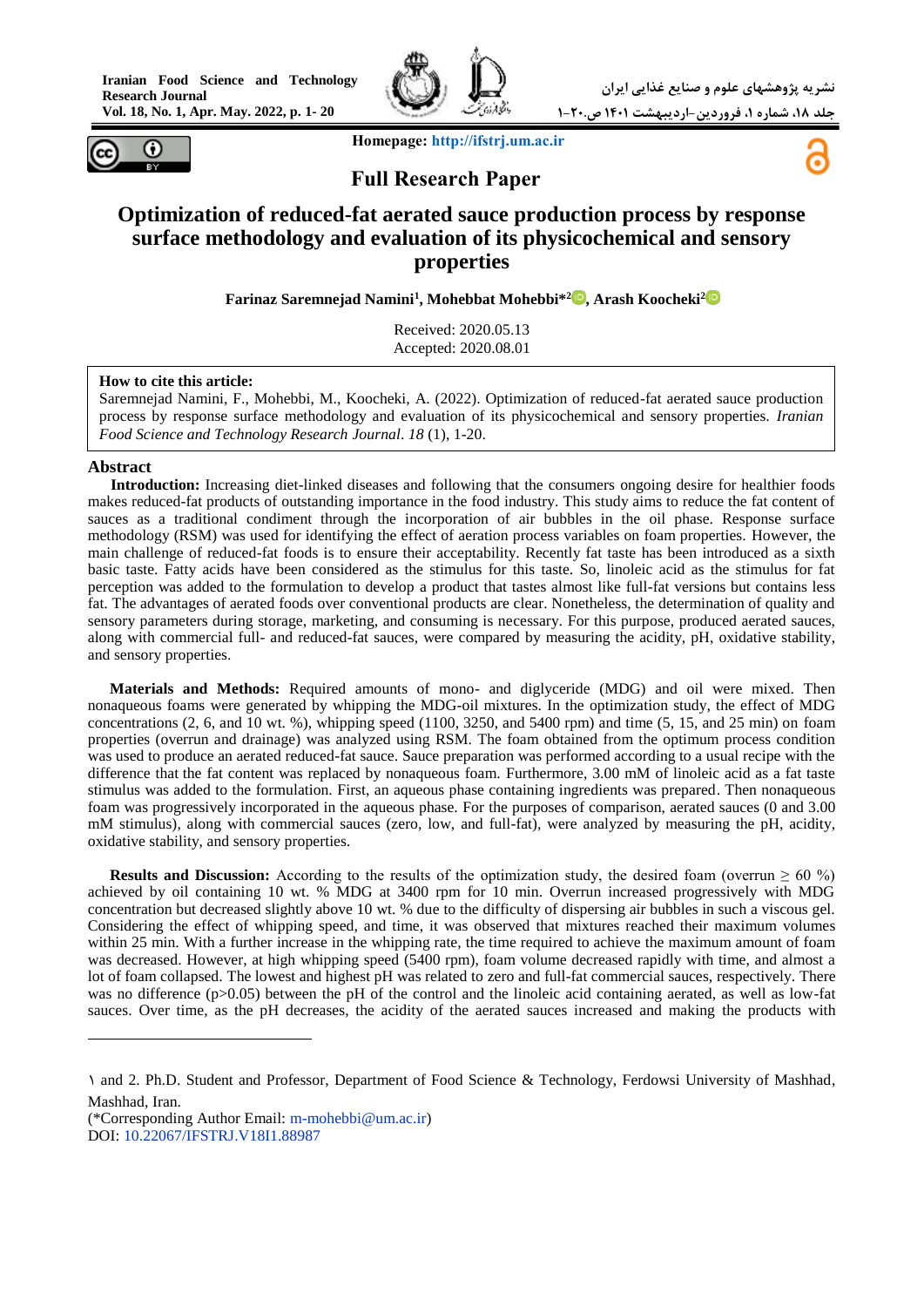**Homepage: http://ifstrj.um.ac.ir**

## Full Research Paper

# Optimization of reduced-fat aerated sauce production process by response surface methodology and evaluation of its physicochemical and sensory properties

**Farinaz Saremnejad Namini[1], Mohebbat Mohebbi*[2], Arash Koocheki[2]**

Received: 2020.05.13
Accepted: 2020.08.01

**How to cite this article:**
Saremnejad Namini, F., Mohebbi, M., Koocheki, A. (2022). Optimization of reduced-fat aerated sauce production process by response surface methodology and evaluation of its physicochemical and sensory properties. *Iranian Food Science and Technology Research Journal*. *18* (1), 1-20.

## Abstract

**Introduction:** Increasing diet-linked diseases and following that the consumers ongoing desire for healthier foods makes reduced-fat products of outstanding importance in the food industry. This study aims to reduce the fat content of sauces as a traditional condiment through the incorporation of air bubbles in the oil phase. Response surface methodology (RSM) was used for identifying the effect of aeration process variables on foam properties. However, the main challenge of reduced-fat foods is to ensure their acceptability. Recently fat taste has been introduced as a sixth basic taste. Fatty acids have been considered as the stimulus for this taste. So, linoleic acid as the stimulus for fat perception was added to the formulation to develop a product that tastes almost like full-fat versions but contains less fat. The advantages of aerated foods over conventional products are clear. Nonetheless, the determination of quality and sensory parameters during storage, marketing, and consuming is necessary. For this purpose, produced aerated sauces, along with commercial full- and reduced-fat sauces, were compared by measuring the acidity, pH, oxidative stability, and sensory properties.

**Materials and Methods:** Required amounts of mono- and diglyceride (MDG) and oil were mixed. Then nonaqueous foams were generated by whipping the MDG-oil mixtures. In the optimization study, the effect of MDG concentrations (2, 6, and 10 wt. %), whipping speed (1100, 3250, and 5400 rpm) and time (5, 15, and 25 min) on foam properties (overrun and drainage) was analyzed using RSM. The foam obtained from the optimum process condition was used to produce an aerated reduced-fat sauce. Sauce preparation was performed according to a usual recipe with the difference that the fat content was replaced by nonaqueous foam. Furthermore, 3.00 mM of linoleic acid as a fat taste stimulus was added to the formulation. First, an aqueous phase containing ingredients was prepared. Then nonaqueous foam was progressively incorporated in the aqueous phase. For the purposes of comparison, aerated sauces (0 and 3.00 mM stimulus), along with commercial sauces (zero, low, and full-fat), were analyzed by measuring the pH, acidity, oxidative stability, and sensory properties.

**Results and Discussion:** According to the results of the optimization study, the desired foam (overrun $\geq$ 60 %) achieved by oil containing 10 wt. % MDG at 3400 rpm for 10 min. Overrun increased progressively with MDG concentration but decreased slightly above 10 wt. % due to the difficulty of dispersing air bubbles in such a viscous gel. Considering the effect of whipping speed, and time, it was observed that mixtures reached their maximum volumes within 25 min. With a further increase in the whipping rate, the time required to achieve the maximum amount of foam was decreased. However, at high whipping speed (5400 rpm), foam volume decreased rapidly with time, and almost a lot of foam collapsed. The lowest and highest pH was related to zero and full-fat commercial sauces, respectively. There was no difference (p>0.05) between the pH of the control and the linoleic acid containing aerated, as well as low-fat sauces. Over time, as the pH decreases, the acidity of the aerated sauces increased and making the products with

---

1 and 2. Ph.D. Student and Professor, Department of Food Science & Technology, Ferdowsi University of Mashhad, Mashhad, Iran.
(*Corresponding Author Email: m-mohebbi@um.ac.ir)
DOI: 10.22067/IFSTRJ.V18I1.88987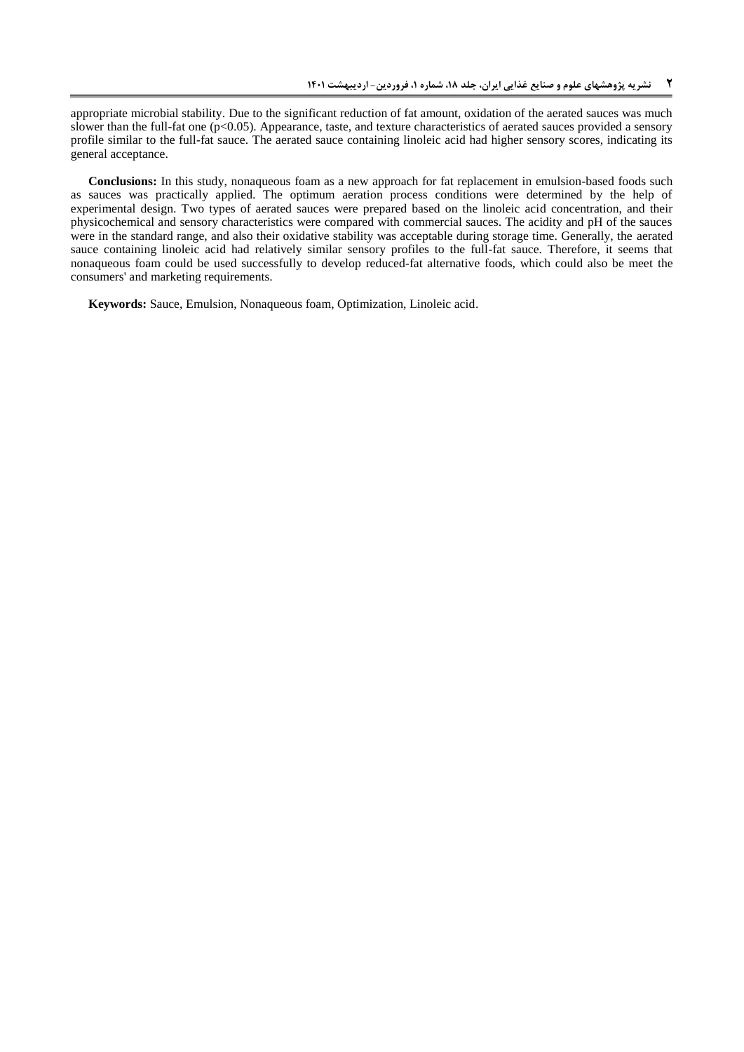appropriate microbial stability. Due to the significant reduction of fat amount, oxidation of the aerated sauces was much slower than the full-fat one ($p<0.05$). Appearance, taste, and texture characteristics of aerated sauces provided a sensory profile similar to the full-fat sauce. The aerated sauce containing linoleic acid had higher sensory scores, indicating its general acceptance.

**Conclusions:** In this study, nonaqueous foam as a new approach for fat replacement in emulsion-based foods such as sauces was practically applied. The optimum aeration process conditions were determined by the help of experimental design. Two types of aerated sauces were prepared based on the linoleic acid concentration, and their physicochemical and sensory characteristics were compared with commercial sauces. The acidity and pH of the sauces were in the standard range, and also their oxidative stability was acceptable during storage time. Generally, the aerated sauce containing linoleic acid had relatively similar sensory profiles to the full-fat sauce. Therefore, it seems that nonaqueous foam could be used successfully to develop reduced-fat alternative foods, which could also be meet the consumers' and marketing requirements.

**Keywords:** Sauce, Emulsion, Nonaqueous foam, Optimization, Linoleic acid.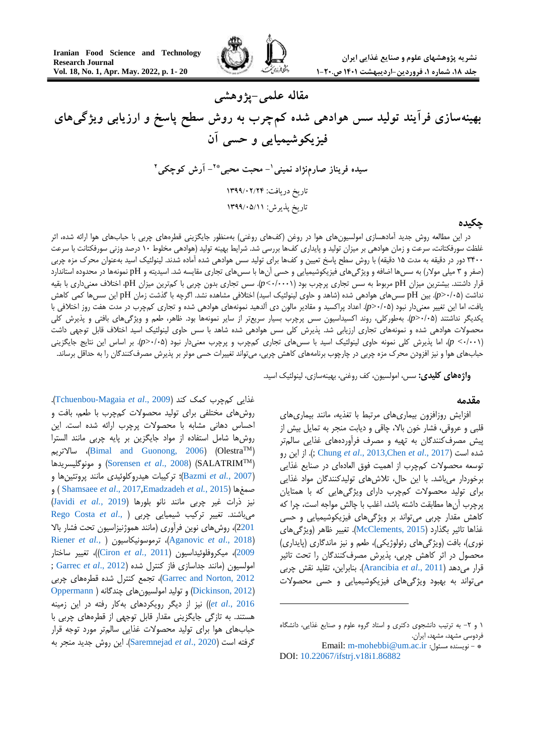## مقاله علمی-پژوهشی

# بهینه‌سازی فرآیند تولید سس هوادهی شده کم‌چرب به روش سطح پاسخ و ارزیابی ویژگی‌های فیزیکوشیمیایی و حسی آن

**سیده فریناز صارم‌نژاد نمینی[1]- محبت محبی[2]*- آرش کوچکی[2]**

تاریخ دریافت: ۱۳۹۹/۰۲/۲۴

تاریخ پذیرش: ۱۳۹۹/۰۵/۱۱

## چکیده

در این مطالعه روش جدید آماده‌سازی امولسیون‌های هوا در روغن (کف‌های روغنی) به‌منظور جایگزینی قطره‌های چربی با حباب‌های هوا ارائه شده، اثر غلظت سورفکتانت، سرعت و زمان هوادهی بر میزان تولید و پایداری کف‌ها بررسی شد. شرایط بهینه تولید (هوادهی مخلوط ۱۰ درصد وزنی سورفکتانت با سرعت ۳۴۰۰ دور در دقیقه به مدت ۱۵ دقیقه) با روش سطح پاسخ تعیین و کف‌ها برای تولید سس هوادهی شده آماده شدند. لینولئیک اسید به‌عنوان محرک مزه چربی (صفر و ۳ میلی مولار) به سس‌ها اضافه و ویژگی‌های فیزیکوشیمیایی و حسی آن‌ها با سس‌های تجاری مقایسه شد. اسیدیته و pH نمونه‌ها در محدوده استاندارد قرار داشتند. بیشترین میزان pH مربوط به سس تجاری بدون چربی با کم‌ترین میزان pH، اختلاف معنی‌داری با بقیه نداشت ($p>0.05$). بین pH سس‌های هوادهی شده (شاهد و حاوی لینولئیک اسید) اختلافی مشاهده نشد. اگرچه با گذشت زمان pH این سس‌ها کمی کاهش یافت، اما این تغییر معنی‌دار نبود ($p>0.05$). اعداد پراکسید و مقادیر مالون دی آلدهید نمونه‌های هوادهی شده و تجاری کم‌چرب در مدت هفت روز اختلافی با یکدیگر نداشتند ($p>0.05$). به‌طورکلی، روند اکسیداسیون سس پرچرب بسیار سریع‌تر از سایر نمونه‌ها بود. ظاهر، طعم و ویژگی‌های بافتی و پذیرش کلی محصولات هوادهی شده و نمونه‌های تجاری ارزیابی شد. پذیرش کلی سس هوادهی شده شاهد با سس حاوی لینولئیک اسید اختلاف قابل توجهی داشت ($p<0.001$)، اما پذیرش کلی نمونه حاوی لینولئیک اسید با سس‌های تجاری کم‌چرب و پرچرب معنی‌دار نبود ($p>0.05$). بر اساس این نتایج جایگزینی حباب‌های هوا و نیز افزودن محرک مزه چربی در چارچوب برنامه‌های کاهش چربی، می‌تواند تغییرات حسی موثر بر پذیرش مصرف‌کنندگان را به حداقل برساند.

**واژه‌های کلیدی:** سس، امولسیون، کف روغنی، بهینه‌سازی، لینولئیک اسید.

## مقدمه

افزایش روزافزون بیماری‌های مرتبط با تغذیه، مانند بیماری‌های قلبی و عروقی، فشار خون بالا، چاقی و دیابت منجر به تمایل بیش از پیش مصرف‌کنندگان به تهیه و مصرف فرآورده‌های غذایی سالم‌تر شده است (Chung *et al*., 2013,Chen *et al*., 2017 ;). از این رو توسعه محصولات کم‌چرب از اهمیت فوق العاده‌ای در صنایع غذایی برخوردار می‌باشد. با این حال، تلاش‌های تولیدکنندگان مواد غذایی برای تولید محصولات کم‌چرب دارای ویژگی‌هایی که با همتایان پرچرب آن‌ها مطابقت داشته باشد، اغلب با چالش مواجه است، چرا که کاهش مقدار چربی می‌تواند بر ویژگی‌های فیزیکوشیمیایی و حسی غذاها تاثیر بگذارد (McClements, 2015). تغییر ظاهر (ویژگی‌های نوری)، بافت (ویژگی‌های رئولوژیکی)، طعم و نیز ماندگاری (پایداری) محصول در اثر کاهش چربی، پذیرش مصرف‌کنندگان را تحت تاثیر قرار می‌دهد (Arancibia *et al*., 2011). بنابراین، تقلید نقش چربی می‌تواند به بهبود ویژگی‌های فیزیکوشیمیایی و حسی محصولات غذایی کم‌چرب کمک کند (Tchuenbou-Magaia *et al*., 2009). روش‌های مختلفی برای تولید محصولات کم‌چرب با طعم، بافت و احساس دهانی مشابه با محصولات پرچرب ارائه شده است. این روش‌ها شامل استفاده از مواد جایگزین بر پایه چربی مانند السترا (Olestra™) (Bimal and Guonong, 2006)، سالاتریم (SALATRIM™) (Sorensen *et al*., 2008) و مونوگلیسریدها (Bazmi *et al*., 2007)؛ ترکیبات هیدروکلوئیدی مانند پروتئین‌ها و صمغ‌ها (Shamsaee *et al*., 2017,Emadzadeh *et al*., 2015) و نیز ذرات غیر چربی مانند نانو بلورها (Javidi *et al*., 2019) می‌باشند. تغییر ترکیب شیمیایی چربی (Rego Costa *et al*., 2201)، روش‌های نوین فرآوری (مانند هموژنیزاسیون تحت فشار بالا (Aganovic *et al*., 2018)، ترموسونیکاسیون (Riener *et al*., 2009)، میکروفلوئیداسیون (Ciron *et al*., 2011))، تغییر ساختار امولسیون (مانند جداسازی فاز کنترل شده (Garrec *et al*., 2012 ; Garrec and Norton, 2012)، تجمع کنترل شده قطره‌های چربی (Dickinson, 2012) و تولید امولسیون‌های چندگانه (Oppermann *et al*., 2016)) نیز از دیگر رویکردهای به‌کار رفته در این زمینه هستند. به تازگی جایگزینی مقدار قابل توجهی از قطره‌های چربی با حباب‌های هوا برای تولید محصولات غذایی سالم‌تر مورد توجه قرار گرفته است (Saremnejad *et al*., 2020). این روش جدید منجر به

---

[1] و [2]- به ترتیب دانشجوی دکتری و استاد گروه علوم و صنایع غذایی، دانشگاه فردوسی مشهد، مشهد، ایران.

* - نویسنده مسئول: Email: m-mohebbi@um.ac.ir

DOI: 10.22067/ifstrj.v18i1.86882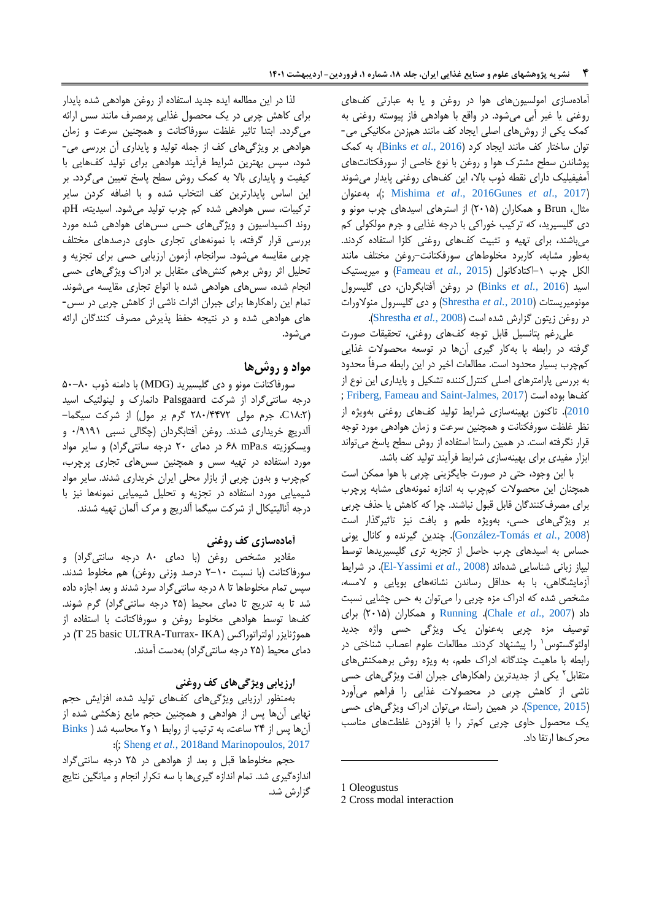آماده‌سازی امولسیون‌های هوا در روغن و یا به عبارتی کف‌های روغنی یا غیر آبی می‌شود. در واقع با هوادهی فاز پیوسته روغنی به کمک یکی از روش‌های اصلی ایجاد کف مانند همزدن مکانیکی می‌توان ساختار کف مانند ایجاد کرد (Binks *et al.*, 2016). به کمک پوشاندن سطح مشترک هوا و روغن با نوع خاصی از سورفکتانت‌های آمفیفیلیک دارای نقطه ذوب بالا، این کف‌های روغنی پایدار می‌شوند (Mishima *et al.*, 2016Gunes *et al.*, 2017;). به‌عنوان مثال، Brun و همکاران (۲۰۱۵) از استرهای اسیدهای چرب مونو و دی گلیسرید، که ترکیب خوراکی با درجه غذایی و جرم مولکولی کم می‌باشند، برای تهیه و تثبیت کف‌های روغنی کلزا استفاده کردند. به‌طور مشابه، کاربرد مخلوط‌های سورفکتانت–روغن مختلف مانند الکل چرب ۱–اکتادکانول (Fameau *et al.*, 2015) و میریستیک اسید (Binks *et al.*, 2016) در روغن آفتابگردان، دی گلیسرول مونومیریستات (Shrestha *et al.*, 2010) و دی گلیسرول منولورات در روغن زیتون گزارش شده است (Shrestha *et al.*, 2008).

علی‌رغم پتانسیل قابل توجه کف‌های روغنی، تحقیقات صورت گرفته در رابطه با به‌کار گیری آن‌ها در توسعه محصولات غذایی کم‌چرب بسیار محدود است. مطالعات اخیر در این رابطه صرفاً محدود به بررسی پارامترهای اصلی کنترل‌کننده تشکیل و پایداری این نوع از کف‌ها بوده است (Friberg, Fameau and Saint-Jalmes, 2017 ; 2010). تاکنون بهینه‌سازی شرایط تولید کف‌های روغنی به‌ویژه از نظر غلظت سورفکتانت و همچنین سرعت و زمان هوادهی مورد توجه قرار نگرفته است. در همین راستا استفاده از روش سطح پاسخ می‌تواند ابزار مفیدی برای بهینه‌سازی شرایط فرآیند تولید کف باشد.

با این وجود، حتی در صورت جایگزینی چربی با هوا ممکن است همچنان این محصولات کم‌چرب به اندازه نمونه‌های مشابه پرچرب برای مصرف‌کنندگان قابل قبول نباشند. چرا که کاهش یا حذف چربی بر ویژگی‌های حسی، به‌ویژه طعم و بافت نیز تاثیرگذار است (González-Tomás *et al.*, 2008). چندین گیرنده و کانال یونی حساس به اسیدهای چرب حاصل از تجزیه تری گلیسیریدها توسط لیپاز زبانی شناسایی شده‌اند (El-Yassimi *et al.*, 2008). در شرایط آزمایشگاهی، با به حداقل رساندن نشانه‌های بویایی و لامسه، مشخص شده که ادراک مزه چربی را می‌توان به حس چشایی نسبت داد (Chale *et al.*, 2007). Running و همکاران (۲۰۱۵) برای توصیف مزه چربی به‌عنوان یک ویژگی حسی واژه جدید اولئوگستوس[1] را پیشنهاد کردند. مطالعات علوم اعصاب شناختی در رابطه با ماهیت چندگانه ادراک طعم، به ویژه روش برهمکنش‌های متقابل[2] یکی از جدیدترین راهکارهای جبران افت ویژگی‌های حسی ناشی از کاهش چربی در محصولات غذایی را فراهم می‌آورد (Spence, 2015). در همین راستا، می‌توان ادراک ویژگی‌های حسی یک محصول حاوی چربی کم‌تر را با افزودن غلظت‌های مناسب محرک‌ها ارتقا داد.

لذا در این مطالعه ایده جدید استفاده از روغن هوادهی شده پایدار برای کاهش چربی در یک محصول غذایی پرمصرف مانند سس ارائه می‌گردد. ابتدا تاثیر غلظت سورفاکتانت و همچنین سرعت و زمان هوادهی بر ویژگی‌های کف از جمله تولید و پایداری آن بررسی می‌شود، سپس بهترین شرایط فرآیند هوادهی برای تولید کف‌هایی با کیفیت و پایداری بالا به کمک روش سطح پاسخ تعیین می‌گردد. بر این اساس پایدارترین کف انتخاب شده و با اضافه کردن سایر ترکیبات، سس هوادهی شده کم چرب تولید می‌شود. اسیدیته، pH، روند اکسیداسیون و ویژگی‌های حسی سس‌های هوادهی شده مورد بررسی قرار گرفته، با نمونه‌های تجاری حاوی درصدهای مختلف چربی مقایسه می‌شود. سرانجام، آزمون ارزیابی حسی برای تجزیه و تحلیل اثر روش برهم کنش‌های متقابل بر ادراک ویژگی‌های حسی انجام شده، سس‌های هوادهی شده با انواع تجاری مقایسه می‌شوند. تمام این راهکارها برای جبران اثرات ناشی از کاهش چربی در سس‌های هوادهی شده و در نتیجه حفظ پذیرش مصرف کنندگان ارائه می‌شود.

## مواد و روش‌ها

سورفاکتانت مونو و دی گلیسرید (MDG) با دامنه ذوب ۸۰–۵۰ درجه سانتی‌گراد از شرکت Palsgaard دانمارک و لینولئیک اسید (C18:2، جرم مولی ۲۸۰/۴۴۷۲ گرم بر مول) از شرکت سیگما–آلدریچ خریداری شدند. روغن آفتابگردان (چگالی نسبی ۰/۹۱۹۱ و ویسکوزیته ۶۸ mPa.s در دمای ۲۰ درجه سانتی‌گراد) و سایر مواد مورد استفاده در تهیه سس و همچنین سس‌های تجاری پرچرب، کم‌چرب و بدون چربی از بازار محلی ایران خریداری شدند. سایر مواد شیمیایی مورد استفاده در تجزیه و تحلیل شیمیایی نمونه‌ها نیز با درجه آنالیتیکال از شرکت سیگما آلدریچ و مرک آلمان تهیه شدند.

### آماده‌سازی کف روغنی

مقادیر مشخص روغن (با دمای ۸۰ درجه سانتی‌گراد) و سورفاکتانت (با نسبت ۱۰–۲ درصد وزنی روغن) هم مخلوط شدند. سپس تمام مخلوط‌ها تا ۸ درجه سانتی‌گراد سرد شدند و بعد اجازه داده شد تا به تدریج تا دمای محیط (۲۵ درجه سانتی‌گراد) گرم شوند. کف‌ها توسط هوادهی مخلوط روغن و سورفاکتانت با استفاده از هموژنایزر اولتراتوراکس (T 25 basic ULTRA-Turrax- IKA) در دمای محیط (۲۵ درجه سانتی‌گراد) بدست آمدند.

### ارزیابی ویژگی‌های کف روغنی

به‌منظور ارزیابی ویژگی‌های کف‌های تولید شده، افزایش حجم نهایی آن‌ها پس از هوادهی و همچنین حجم مایع زهکشی شده از آن‌ها پس از ۲۴ ساعت، به ترتیب از روابط ۱ و ۲ محاسبه شد ( Binks ;Sheng *et al.*, 2018and Marinopoulos, 2017):

حجم مخلوط‌ها قبل و بعد از هوادهی در ۲۵ درجه سانتی‌گراد اندازه‌گیری شد. تمام اندازه گیری‌ها با سه تکرار انجام و میانگین نتایج گزارش شد.

---

1 Oleogustus

2 Cross modal interaction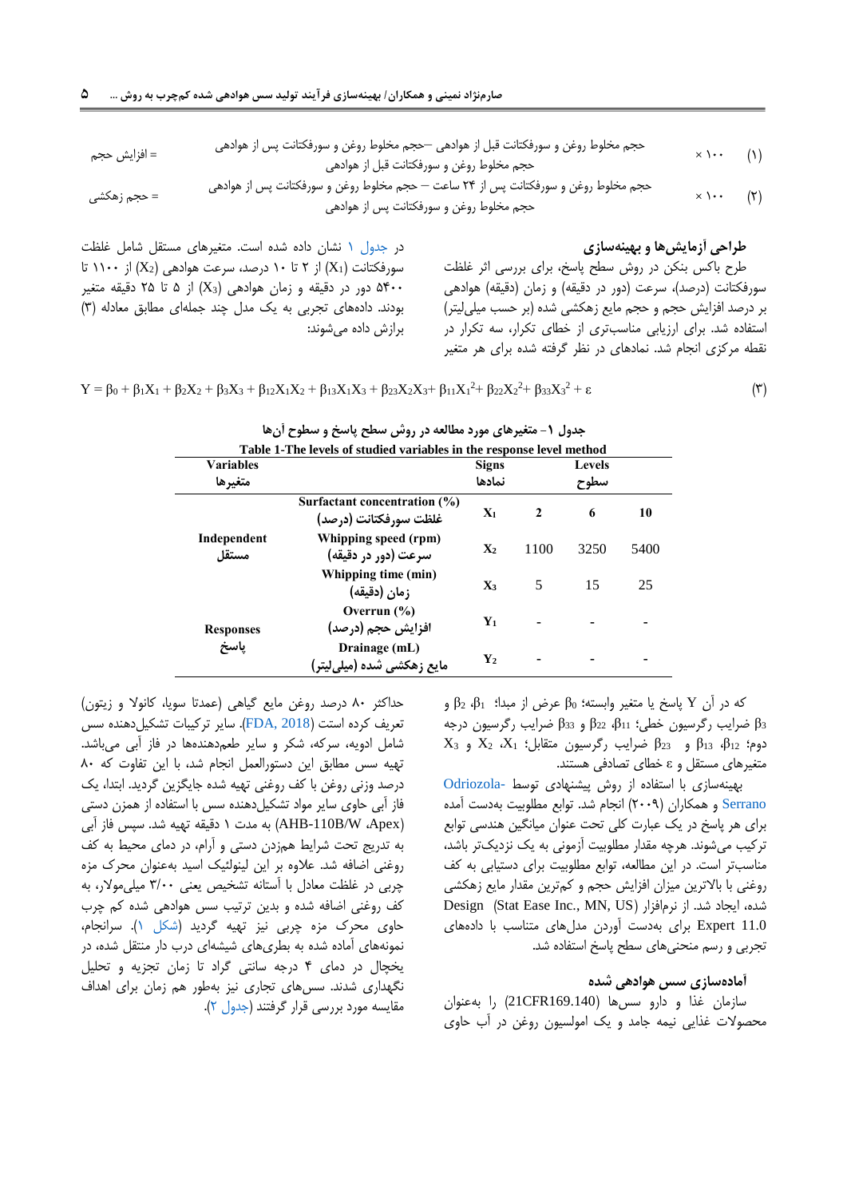(۱) $$\text{افزایش حجم} = \frac{\text{حجم مخلوط روغن و سورفکتانت پس از هوادهی} - \text{حجم مخلوط روغن و سورفکتانت قبل از هوادهی}}{\text{حجم مخلوط روغن و سورفکتانت قبل از هوادهی}} \times 100$$

(۲) $$\text{حجم زهکشی} = \frac{\text{حجم مخلوط روغن و سورفکتانت پس از ۲۴ ساعت} - \text{حجم مخلوط روغن و سورفکتانت پس از هوادهی}}{\text{حجم مخلوط روغن و سورفکتانت پس از هوادهی}} \times 100$$

## طراحی آزمایش‌ها و بهینه‌سازی

طرح باکس بنکن در روش سطح پاسخ، برای بررسی اثر غلظت سورفکتانت (درصد)، سرعت (دور در دقیقه) و زمان (دقیقه) هوادهی بر درصد افزایش حجم و حجم مایع زهکشی شده (بر حسب میلی‌لیتر) استفاده شد. برای ارزیابی مناسب‌تری از خطای تکرار، سه تکرار در نقطه مرکزی انجام شد. نمادهای در نظر گرفته شده برای هر متغیر در جدول ۱ نشان داده شده است. متغیرهای مستقل شامل غلظت سورفکتانت ($X_1$) از ۲ تا ۱۰ درصد، سرعت هوادهی ($X_2$) از ۱۱۰۰ تا ۵۴۰۰ دور در دقیقه و زمان هوادهی ($X_3$) از ۵ تا ۲۵ دقیقه متغیر بودند. داده‌های تجربی به یک مدل چند جمله‌ای مطابق معادله (۳) برازش داده می‌شوند:

(۳) $$Y = \beta_0 + \beta_1X_1 + \beta_2X_2 + \beta_3X_3 + \beta_{12}X_1X_2 + \beta_{13}X_1X_3 + \beta_{23}X_2X_3 + \beta_{11}X_1^2 + \beta_{22}X_2^2 + \beta_{33}X_3^2 + \varepsilon$$

جدول ۱- متغیرهای مورد مطالعه در روش سطح پاسخ و سطوح آن‌ها

Table 1-The levels of studied variables in the response level method

| Variables متغیرها | | Signs نمادها | Levels سطوح | | |
|---|---|---|---|---|---|
| Independent مستقل | Surfactant concentration (%) غلظت سورفکتانت (درصد) | $X_1$ | 2 | 6 | 10 |
| | Whipping speed (rpm) سرعت (دور در دقیقه) | $X_2$ | 1100 | 3250 | 5400 |
| | Whipping time (min) زمان (دقیقه) | $X_3$ | 5 | 15 | 25 |
| Responses پاسخ | Overrun (%) افزایش حجم (درصد) | $Y_1$ | - | - | - |
| | Drainage (mL) مایع زهکشی شده (میلی‌لیتر) | $Y_2$ | - | - | - |

که در آن Y پاسخ یا متغیر وابسته؛ $\beta_0$ عرض از مبدا؛ $\beta_1$، $\beta_2$ و $\beta_3$ ضرایب رگرسیون خطی؛ $\beta_{11}$، $\beta_{22}$ و $\beta_{33}$ ضرایب رگرسیون درجه دوم؛ $\beta_{12}$، $\beta_{13}$ و $\beta_{23}$ ضرایب رگرسیون متقابل؛ $X_1$، $X_2$ و $X_3$ متغیرهای مستقل و $\varepsilon$ خطای تصادفی هستند.

بهینه‌سازی با استفاده از روش پیشنهادی توسط Odriozola-Serrano و همکاران (۲۰۰۹) انجام شد. توابع مطلوبیت به‌دست آمده برای هر پاسخ در یک عبارت کلی تحت عنوان میانگین هندسی توابع ترکیب می‌شوند. هرچه مقدار مطلوبیت آزمونی به یک نزدیک‌تر باشد، مناسب‌تر است. در این مطالعه، توابع مطلوبیت برای دستیابی به کف روغنی با بالاترین میزان افزایش حجم و کم‌ترین مقدار مایع زهکشی شده، ایجاد شد. از نرم‌افزار Design (Stat Ease Inc., MN, US) Expert 11.0 برای به‌دست آوردن مدل‌های متناسب با داده‌های تجربی و رسم منحنی‌های سطح پاسخ استفاده شد.

## آماده‌سازی سس هوادهی شده

سازمان غذا و دارو سس‌ها (21CFR169.140) را به‌عنوان محصولات غذایی نیمه جامد و یک امولسیون روغن در آب حاوی حداکثر ۸۰ درصد روغن مایع گیاهی (عمدتا سویا، کانولا و زیتون) تعریف کرده است (FDA, 2018). سایر ترکیبات تشکیل‌دهنده سس شامل ادویه، سرکه، شکر و سایر طعم‌دهنده‌ها در فاز آبی می‌باشد. تهیه سس مطابق این دستورالعمل انجام شد، با این تفاوت که ۸۰ درصد وزنی روغن با کف روغنی تهیه شده جایگزین گردید. ابتدا، یک فاز آبی حاوی سایر مواد تشکیل‌دهنده سس با استفاده از همزن دستی (AHB-110B/W ،Apex) به مدت ۱ دقیقه تهیه شد. سپس فاز آبی به تدریج تحت شرایط همزدن دستی و آرام، در دمای محیط به کف روغنی اضافه شد. علاوه بر این لینولئیک اسید به‌عنوان محرک مزه چربی در غلظت معادل با آستانه تشخیص یعنی ۳/۰۰ میلی‌مولار، به کف روغنی اضافه شده و بدین ترتیب سس هوادهی شده کم چرب حاوی محرک مزه چربی نیز تهیه گردید (شکل ۱). سرانجام، نمونه‌های آماده شده به بطری‌های شیشه‌ای درب دار منتقل شده، در یخچال در دمای ۴ درجه سانتی گراد تا زمان تجزیه و تحلیل نگهداری شدند. سس‌های تجاری نیز به‌طور هم زمان برای اهداف مقایسه مورد بررسی قرار گرفتند (جدول ۲).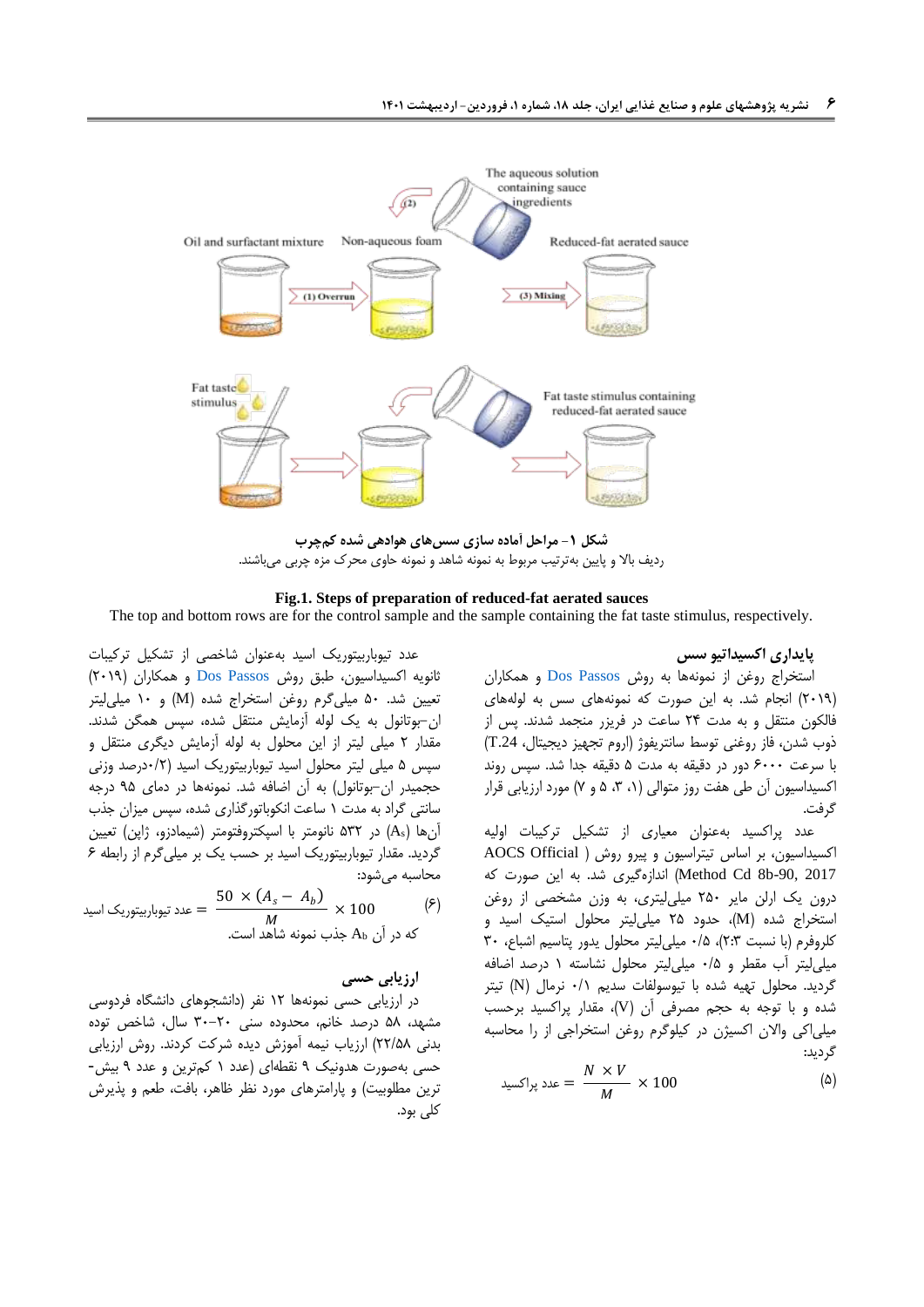شکل ۱- مراحل آماده سازی سس‌های هوادهی شده کم‌چرب

ردیف بالا و پایین به‌ترتیب مربوط به نمونه شاهد و نمونه حاوی محرک مزه چربی می‌باشند.

**Fig.1. Steps of preparation of reduced-fat aerated sauces**

The top and bottom rows are for the control sample and the sample containing the fat taste stimulus, respectively.

### پایداری اکسیداتیو سس

استخراج روغن از نمونه‌ها به روش Dos Passos و همکاران (۲۰۱۹) انجام شد. به این صورت که نمونه‌های سس به لوله‌های فالکون منتقل و به مدت ۲۴ ساعت در فریزر منجمد شدند. پس از ذوب شدن، فاز روغنی توسط سانتریفوژ (اروم تجهیز دیجیتال، T.24) با سرعت ۶۰۰۰ دور در دقیقه به مدت ۵ دقیقه جدا شد. سپس سس روند اکسیداسیون آن طی هفت روز متوالی (۱، ۳، ۵ و ۷) مورد ارزیابی قرار گرفت.

عدد پراکسید به‌عنوان معیاری از تشکیل ترکیبات اولیه اکسیداسیون، بر اساس تیتراسیون و پیرو روش (AOCS Official Method Cd 8b-90, 2017) اندازه‌گیری شد. به این صورت که درون یک ارلن مایر ۲۵۰ میلی‌لیتری، به وزن مشخص از روغن استخراج شده (M)، حدود ۲۵ میلی‌لیتر محلول استیک اسید و کلروفرم (با نسبت ۲:۳)، ۰/۵ میلی‌لیتر محلول یدور پتاسیم اشباع، ۳۰ میلی‌لیتر آب مقطر و ۰/۵ میلی‌لیتر محلول نشاسته ۱ درصد اضافه گردید. محلول تهیه شده با تیوسولفات سدیم ۰/۱ نرمال (N) تیتر شده و با توجه به حجم مصرفی آن (V)، مقدار پراکسید برحسب میلی‌اکی والان اکسیژن در کیلوگرم روغن استخراجی از را محاسبه گردید:

$$\text{عدد پراکسید} = \frac{N \times V}{M} \times 100 \qquad (۵)$$

عدد تیوباربیتوریک اسید به‌عنوان شاخصی از تشکیل ترکیبات ثانویه اکسیداسیون، طبق روش Dos Passos و همکاران (۲۰۱۹) تعیین شد. ۵۰ میلی‌گرم روغن استخراج شده (M) و ۱۰ میلی‌لیتر ان–بوتانول به یک لوله آزمایش منتقل شده، سپس همگن شدند. مقدار ۲ میلی لیتر از این محلول به لوله آزمایش دیگری منتقل و سپس ۵ میلی لیتر محلول اسید تیوباربیتوریک اسید (۰/۲درصد وزنی حجمیدر ان–بوتانول) به آن اضافه شد. نمونه‌ها در دمای ۹۵ درجه سانتی گراد به مدت ۱ ساعت انکوباتورگذاری شده، سپس میزان جذب آن‌ها ($A_s$) در ۵۳۲ نانومتر با اسپکتروفتومتر (شیمادزو، ژاپن) تعیین گردید. مقدار تیوباربیتوریک اسید بر حسب یک بر میلی‌گرم از رابطه ۶ محاسبه می‌شود:

$$\text{عدد تیوباربیتوریک اسید} = \frac{50 \times (A_s - A_b)}{M} \times 100 \qquad (۶)$$

که در آن $A_b$ جذب نمونه شاهد است.

### ارزیابی حسی

در ارزیابی حسی نمونه‌ها ۱۲ نفر (دانشجوهای دانشگاه فردوسی مشهد، ۵۸ درصد خانم، محدوده سنی ۲۰–۳۰ سال، شاخص توده بدنی ۲۲/۵۸) ارزیاب نیمه آموزش دیده شرکت کردند. روش ارزیابی حسی به‌صورت هدونیک ۹ نقطه‌ای (عدد ۱ کم‌ترین و عدد ۹ بیش‌ترین مطلوبیت) و پارامترهای مورد نظر ظاهر، بافت، طعم و پذیرش کلی بود.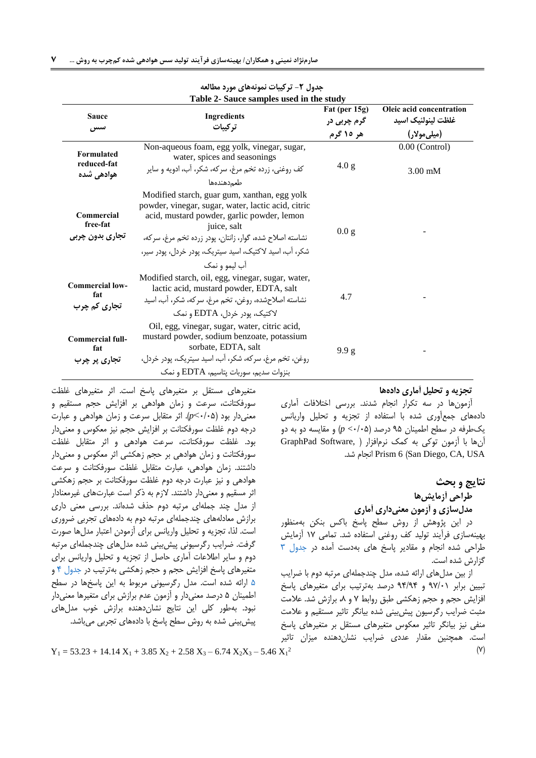جدول ۲- ترکیبات نمونه‌های مورد مطالعه

Table 2- Sauce samples used in the study

| Sauce سس | Ingredients ترکیبات | Fat (per 15g) گرم چربی در هر ۱۵ گرم | Oleic acid concentration غلظت لینولئیک اسید (میلی‌مولار) |
| --- | --- | --- | --- |
| Formulated reduced-fat هوادهی شده | Non-aqueous foam, egg yolk, vinegar, sugar, water, spices and seasonings کف روغنی، زرده تخم مرغ، سرکه، شکر، آب، ادویه و سایر طعم‌دهنده‌ها | 4.0 g | 0.00 (Control) 3.00 mM |
| Commercial free-fat تجاری بدون چربی | Modified starch, guar gum, xanthan, egg yolk powder, vinegar, sugar, water, lactic acid, citric acid, mustard powder, garlic powder, lemon juice, salt نشاسته اصلاح شده، گوار، زانتان، پودر زرده تخم مرغ، سرکه، شکر، آب، اسید لاکتیک، اسید سیتریک، پودر خردل، پودر سیر، آب لیمو و نمک | 0.0 g | - |
| Commercial low-fat تجاری کم چرب | Modified starch, oil, egg, vinegar, sugar, water, lactic acid, mustard powder, EDTA, salt نشاسته اصلاح‌شده، روغن، تخم مرغ، سرکه، شکر، آب، اسید لاکتیک، پودر خردل، EDTA و نمک | 4.7 | - |
| Commercial full-fat تجاری پر چرب | Oil, egg, vinegar, sugar, water, citric acid, mustard powder, sodium benzoate, potassium sorbate, EDTA, salt روغن، تخم مرغ، سرکه، شکر، آب، اسید سیتریک، پودر خردل، بنزوات سدیم، سوربات پتاسیم، EDTA و نمک | 9.9 g | - |

### تجزیه و تحلیل آماری داده‌ها

آزمون‌ها در سه تکرار انجام شدند. بررسی اختلافات آماری داده‌های جمع‌آوری شده با استفاده از تجزیه و تحلیل واریانس یک‌طرفه در سطح اطمینان ۹۵ درصد ($p$ <۰/۰۵) و مقایسه دو به دو آن‌ها با آزمون توکی به کمک نرم‌افزار ( GraphPad Software, Prism 6 (San Diego, CA, USA انجام شد.

## نتایج و بحث

### طراحی آزمایش‌ها

#### مدل‌سازی و آزمون معنی‌داری آماری

در این پژوهش از روش سطح پاسخ باکس بنکن به‌منظور بهینه‌سازی فرآیند تولید کف روغنی استفاده شد. تمامی ۱۷ آزمایش طراحی شده انجام و مقادیر پاسخ های بدست آمده در جدول ۳ گزارش شده است.

از بین مدل‌های ارائه شده، مدل چندجمله‌ای مرتبه دوم با ضرایب تبیین برابر ۹۷/۰۱ و ۹۴/۹۴ درصد به‌ترتیب برای متغیرهای پاسخ افزایش حجم و حجم زهکشی طبق روابط ۷ و ۸، برازش شد. علامت مثبت ضرایب رگرسیون پیش‌بینی شده بیانگر تاثیر مستقیم و علامت منفی نیز بیانگر تاثیر معکوس متغیرهای مستقل بر متغیرهای پاسخ است. همچنین مقدار عددی ضرایب نشان‌دهنده میزان تاثیر متغیرهای مستقل بر متغیرهای پاسخ است. اثر متغیرهای غلظت سورفکتانت، سرعت و زمان هوادهی بر افزایش حجم مستقیم و معنی‌دار بود ($p$<۰/۰۵). اثر متقابل سرعت و زمان هوادهی و عبارت درجه دوم غلظت سورفکتانت بر افزایش حجم نیز معکوس و معنی‌دار بود. غلظت سورفکتانت، سرعت هوادهی و اثر متقابل غلظت سورفکتانت و زمان هوادهی بر حجم زهکشی اثر معکوس و معنی‌دار داشتند. زمان هوادهی، عبارت متقابل غلظت سورفکتانت و سرعت هوادهی و نیز عبارت درجه دوم غلظت سورفکتانت بر حجم زهکشی اثر مسقیم و معنی‌دار داشتند. لازم به ذکر است عبارت‌های غیرمعنادار از مدل چند جمله‌ای مرتبه دوم حذف شده‌اند. بررسی معنی داری برازش معادله‌های چندجمله‌ای مرتبه دوم به داده‌های تجربی ضروری است. لذا، تجزیه و تحلیل واریانس برای آزمودن اعتبار مدل‌ها صورت گرفت. ضرایب رگرسیونی پیش‌بینی شده مدل‌های چندجمله‌ای مرتبه دوم و سایر اطلاعات آماری حاصل از تجزیه و تحلیل واریانس برای متغیرهای پاسخ افزایش حجم و حجم زهکشی به‌ترتیب در جدول ۴ و ۵ ارائه شده است. مدل رگرسیون مربوط به این پاسخ‌ها در سطح اطمینان ۵ درصد معنی‌دار و آزمون عدم برازش برای متغیرها معنی‌دار نبود. به‌طور کلی این نتایج نشان‌دهنده برازش خوب مدل‌های پیش‌بینی شده به روش سطح پاسخ با داده‌های تجربی می‌باشد.

$$Y_1 = 53.23 + 14.14\,X_1 + 3.85\,X_2 + 2.58\,X_3 - 6.74\,X_2X_3 - 5.46\,X_1^2 \quad (۷)$$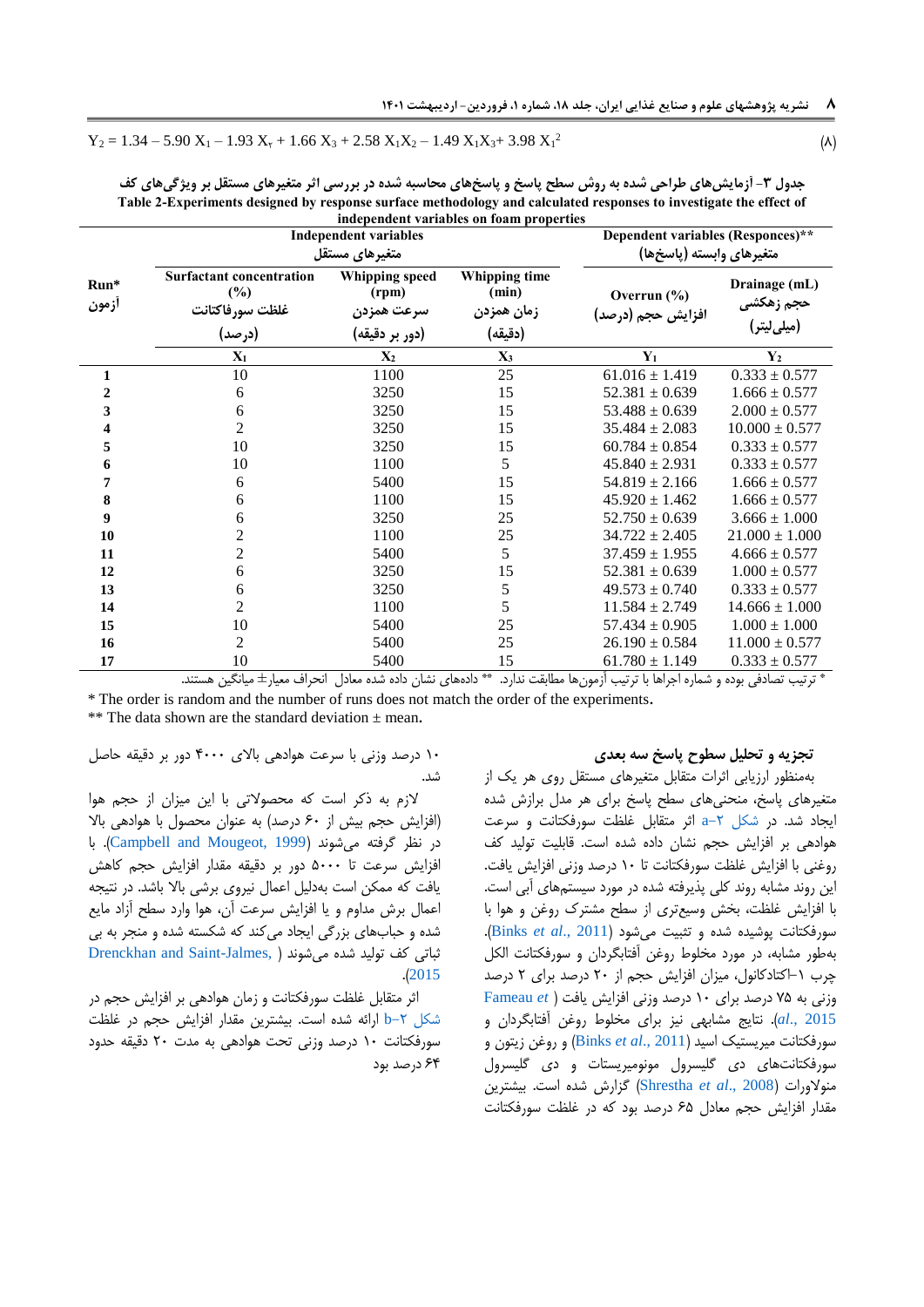$$Y_2 = 1.34 - 5.90\ X_1 - 1.93\ X_2 + 1.66\ X_3 + 2.58\ X_1X_2 - 1.49\ X_1X_3 + 3.98\ X_1^2 \quad (8)$$

جدول ۳- آزمایش‌های طراحی شده به روش سطح پاسخ و پاسخ‌های محاسبه شده در بررسی اثر متغیرهای مستقل بر ویژگی‌های کف

**Table 2-Experiments designed by response surface methodology and calculated responses to investigate the effect of independent variables on foam properties**

| Run* آزمون | Independent variables متغیرهای مستقل | | | Dependent variables (Responces)** متغیرهای وابسته (پاسخ‌ها) | |
|---|---|---|---|---|---|
| | Surfactant concentration (%) غلظت سورفاکتانت (درصد) | Whipping speed (rpm) سرعت همزدن (دور بر دقیقه) | Whipping time (min) زمان همزدن (دقیقه) | Overrun (%) افزایش حجم (درصد) | Drainage (mL) حجم زهکشی (میلی‌لیتر) |
| | $X_1$ | $X_2$ | $X_3$ | $Y_1$ | $Y_2$ |
| **1** | 10 | 1100 | 25 | 61.016 ± 1.419 | 0.333 ± 0.577 |
| **2** | 6 | 3250 | 15 | 52.381 ± 0.639 | 1.666 ± 0.577 |
| **3** | 6 | 3250 | 15 | 53.488 ± 0.639 | 2.000 ± 0.577 |
| **4** | 2 | 3250 | 15 | 35.484 ± 2.083 | 10.000 ± 0.577 |
| **5** | 10 | 3250 | 15 | 60.784 ± 0.854 | 0.333 ± 0.577 |
| **6** | 10 | 1100 | 5 | 45.840 ± 2.931 | 0.333 ± 0.577 |
| **7** | 6 | 5400 | 15 | 54.819 ± 2.166 | 1.666 ± 0.577 |
| **8** | 6 | 1100 | 15 | 45.920 ± 1.462 | 1.666 ± 0.577 |
| **9** | 6 | 3250 | 25 | 52.750 ± 0.639 | 3.666 ± 1.000 |
| **10** | 2 | 1100 | 25 | 34.722 ± 2.405 | 21.000 ± 1.000 |
| **11** | 2 | 5400 | 5 | 37.459 ± 1.955 | 4.666 ± 0.577 |
| **12** | 6 | 3250 | 15 | 52.381 ± 0.639 | 1.000 ± 0.577 |
| **13** | 6 | 3250 | 5 | 49.573 ± 0.740 | 0.333 ± 0.577 |
| **14** | 2 | 1100 | 5 | 11.584 ± 2.749 | 14.666 ± 1.000 |
| **15** | 10 | 5400 | 25 | 57.434 ± 0.905 | 1.000 ± 1.000 |
| **16** | 2 | 5400 | 25 | 26.190 ± 0.584 | 11.000 ± 0.577 |
| **17** | 10 | 5400 | 15 | 61.780 ± 1.149 | 0.333 ± 0.577 |

* ترتیب تصادفی بوده و شماره اجراها با ترتیب آزمون‌ها مطابقت ندارد. ** داده‌های نشان داده شده معادل انحراف معیار± میانگین هستند.

\* The order is random and the number of runs does not match the order of the experiments.

\*\* The data shown are the standard deviation ± mean.

### تجزیه و تحلیل سطوح پاسخ سه بعدی

به‌منظور ارزیابی اثرات متقابل متغیرهای مستقل روی هر یک از متغیرهای پاسخ، منحنی‌های سطح پاسخ برای هر مدل برازش شده ایجاد شد. در شکل ۲-a اثر متقابل غلظت سورفکتانت و سرعت هوادهی بر افزایش حجم نشان داده شده است. قابلیت تولید کف روغنی با افزایش غلظت سورفکتانت تا ۱۰ درصد وزنی افزایش یافت. این روند مشابه روند کلی پذیرفته شده در مورد سیستم‌های آبی است. با افزایش غلظت، بخش وسیع‌تری از سطح مشترک روغن و هوا با سورفکتانت پوشیده شده و تثبیت می‌شود (Binks *et al*., 2011). به‌طور مشابه، در مورد مخلوط روغن آفتابگردان و سورفکتانت الکل چرب ۱-اکتادکانول، میزان افزایش حجم از ۲۰ درصد برای ۲ درصد وزنی به ۷۵ درصد برای ۱۰ درصد وزنی افزایش یافت ( Fameau *et al*., 2015). نتایج مشابهی نیز برای مخلوط روغن آفتابگردان و سورفکتانت میریستیک اسید (Binks *et al*., 2011) و روغن زیتون و سورفکتانت‌های دی گلیسرول مونومیریستات و دی گلیسرول منولاورات (Shrestha *et al*., 2008) گزارش شده است. بیشترین مقدار افزایش حجم معادل ۶۵ درصد بود که در غلظت سورفکتانت ۱۰ درصد وزنی با سرعت هوادهی بالای ۴۰۰۰ دور بر دقیقه حاصل شد.

لازم به ذکر است که محصولاتی با این میزان از حجم هوا (افزایش حجم بیش از ۶۰ درصد) به عنوان محصول با هوادهی بالا در نظر گرفته می‌شوند (Campbell and Mougeot, 1999). با افزایش سرعت تا ۵۰۰۰ دور بر دقیقه مقدار افزایش حجم کاهش یافت که ممکن است به‌دلیل اعمال نیروی برشی بالا باشد. در نتیجه اعمال برش مداوم و یا افزایش سرعت آن، هوا وارد سطح آزاد مایع شده و حباب‌های بزرگی ایجاد می‌کند که شکسته شده و منجر به بی ثباتی کف تولید شده می‌شوند ( Drenckhan and Saint-Jalmes, 2015).

اثر متقابل غلظت سورفکتانت و زمان هوادهی بر افزایش حجم در شکل ۲-b ارائه شده است. بیشترین مقدار افزایش حجم در غلظت سورفکتانت ۱۰ درصد وزنی تحت هوادهی به مدت ۲۰ دقیقه حدود ۶۴ درصد بود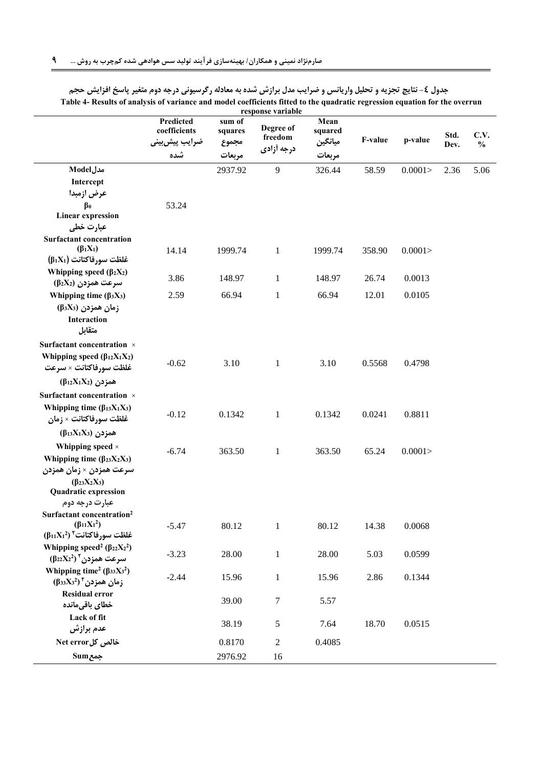جدول ٤- نتایج تجزیه و تحلیل واریانس و ضرایب مدل برازش شده به معادله رگرسیونی درجه دوم متغیر پاسخ افزایش حجم

Table 4- Results of analysis of variance and model coefficients fitted to the quadratic regression equation for the overrun response variable

| | Predicted coefficients ضرایب پیش‌بینی شده | sum of squares مجموع مربعات | Degree of freedom درجه آزادی | Mean squared میانگین مربعات | F-value | p-value | Std. Dev. | C.V. % |
|---|---|---|---|---|---|---|---|---|
| Model مدل | | 2937.92 | 9 | 326.44 | 58.59 | 0.0001> | 2.36 | 5.06 |
| Intercept عرض ازمبدا $\beta_0$ | 53.24 | | | | | | | |
| Linear expression عبارت خطی | | | | | | | | |
| Surfactant concentration ($\beta_1X_1$) غلظت سورفاکتانت ($\beta_1X_1$) | 14.14 | 1999.74 | 1 | 1999.74 | 358.90 | 0.0001> | | |
| Whipping speed ($\beta_2X_2$) سرعت همزدن ($\beta_2X_2$) | 3.86 | 148.97 | 1 | 148.97 | 26.74 | 0.0013 | | |
| Whipping time ($\beta_3X_3$) زمان همزدن ($\beta_3X_3$) | 2.59 | 66.94 | 1 | 66.94 | 12.01 | 0.0105 | | |
| Interaction متقابل | | | | | | | | |
| Surfactant concentration × Whipping speed ($\beta_{12}X_1X_2$) غلظت سورفاکتانت × سرعت همزدن ($\beta_{12}X_1X_2$) | -0.62 | 3.10 | 1 | 3.10 | 0.5568 | 0.4798 | | |
| Surfactant concentration × Whipping time ($\beta_{13}X_1X_3$) غلظت سورفاکتانت × زمان همزدن ($\beta_{13}X_1X_3$) | -0.12 | 0.1342 | 1 | 0.1342 | 0.0241 | 0.8811 | | |
| Whipping speed × Whipping time ($\beta_{23}X_2X_3$) سرعت همزدن × زمان همزدن ($\beta_{23}X_2X_3$) | -6.74 | 363.50 | 1 | 363.50 | 65.24 | 0.0001> | | |
| Quadratic expression عبارت درجه دوم | | | | | | | | |
| Surfactant concentration$^2$ ($\beta_{11}X_1^2$) غلظت سورفاکتانت$^2$ ($\beta_{11}X_1^2$) | -5.47 | 80.12 | 1 | 80.12 | 14.38 | 0.0068 | | |
| Whipping speed$^2$ ($\beta_{22}X_2^2$) سرعت همزدن$^2$ ($\beta_{22}X_2^2$) | -3.23 | 28.00 | 1 | 28.00 | 5.03 | 0.0599 | | |
| Whipping time$^2$ ($\beta_{33}X_3^2$) زمان همزدن$^2$ ($\beta_{33}X_3^2$) | -2.44 | 15.96 | 1 | 15.96 | 2.86 | 0.1344 | | |
| Residual error خطای باقی‌مانده | | 39.00 | 7 | 5.57 | | | | |
| Lack of fit عدم برازش | | 38.19 | 5 | 7.64 | 18.70 | 0.0515 | | |
| Net error خالص کل | | 0.8170 | 2 | 0.4085 | | | | |
| Sum جمع | | 2976.92 | 16 | | | | | |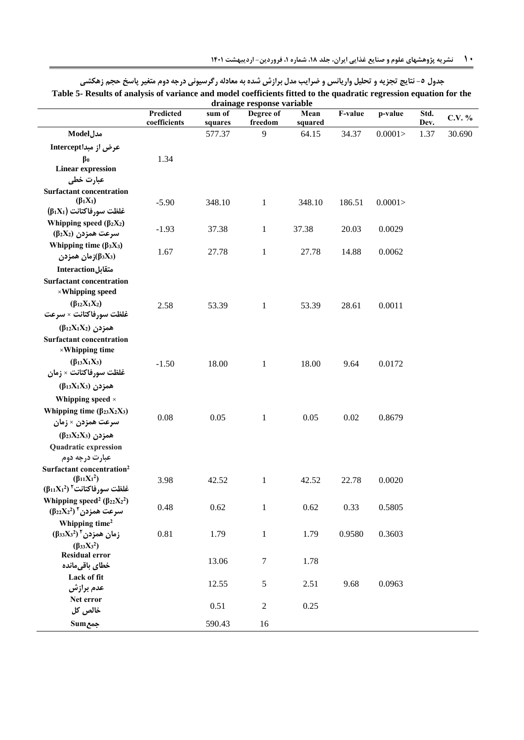جدول ۵- نتایج تجزیه و تحلیل واریانس و ضرایب مدل برازش شده به معادله رگرسیونی درجه دوم متغیر پاسخ حجم زهکشی

Table 5- Results of analysis of variance and model coefficients fitted to the quadratic regression equation for the drainage response variable

| | Predicted coefficients | sum of squares | Degree of freedom | Mean squared | F-value | p-value | Std. Dev. | C.V. % |
|---|---|---|---|---|---|---|---|---|
| Model مدل | | 577.37 | 9 | 64.15 | 34.37 | 0.0001> | 1.37 | 30.690 |
| Intercept عرض از مبدا $\beta_0$ | 1.34 | | | | | | | |
| Linear expression عبارت خطی | | | | | | | | |
| Surfactant concentration ($\beta_1X_1$) غلظت سورفاکتانت ($\beta_1X_1$) | -5.90 | 348.10 | 1 | 348.10 | 186.51 | 0.0001> | | |
| Whipping speed ($\beta_2X_2$) سرعت همزدن ($\beta_2X_2$) | -1.93 | 37.38 | 1 | 37.38 | 20.03 | 0.0029 | | |
| Whipping time ($\beta_3X_3$) زمان همزدن ($\beta_3X_3$) | 1.67 | 27.78 | 1 | 27.78 | 14.88 | 0.0062 | | |
| Interaction متقابل | | | | | | | | |
| Surfactant concentration ×Whipping speed ($\beta_{12}X_1X_2$) غلظت سورفاکتانت × سرعت همزدن ($\beta_{12}X_1X_2$) | 2.58 | 53.39 | 1 | 53.39 | 28.61 | 0.0011 | | |
| Surfactant concentration ×Whipping time ($\beta_{13}X_1X_3$) غلظت سورفاکتانت × زمان همزدن ($\beta_{13}X_1X_3$) | -1.50 | 18.00 | 1 | 18.00 | 9.64 | 0.0172 | | |
| Whipping speed × Whipping time ($\beta_{23}X_2X_3$) سرعت همزدن × زمان همزدن ($\beta_{23}X_2X_3$) | 0.08 | 0.05 | 1 | 0.05 | 0.02 | 0.8679 | | |
| Quadratic expression عبارت درجه دوم | | | | | | | | |
| Surfactant concentration$^2$ ($\beta_{11}X_1^2$) غلظت سورفاکتانت$^2$ ($\beta_{11}X_1^2$) | 3.98 | 42.52 | 1 | 42.52 | 22.78 | 0.0020 | | |
| Whipping speed$^2$ ($\beta_{22}X_2^2$) سرعت همزدن$^2$ ($\beta_{22}X_2^2$) | 0.48 | 0.62 | 1 | 0.62 | 0.33 | 0.5805 | | |
| Whipping time$^2$ زمان همزدن$^2$ ($\beta_{33}X_3^2$) ($\beta_{33}X_3^2$) | 0.81 | 1.79 | 1 | 1.79 | 0.9580 | 0.3603 | | |
| Residual error خطای باقی‌مانده | | 13.06 | 7 | 1.78 | | | | |
| Lack of fit عدم برازش | | 12.55 | 5 | 2.51 | 9.68 | 0.0963 | | |
| Net error خالص کل | | 0.51 | 2 | 0.25 | | | | |
| Sum جمع | | 590.43 | 16 | | | | | |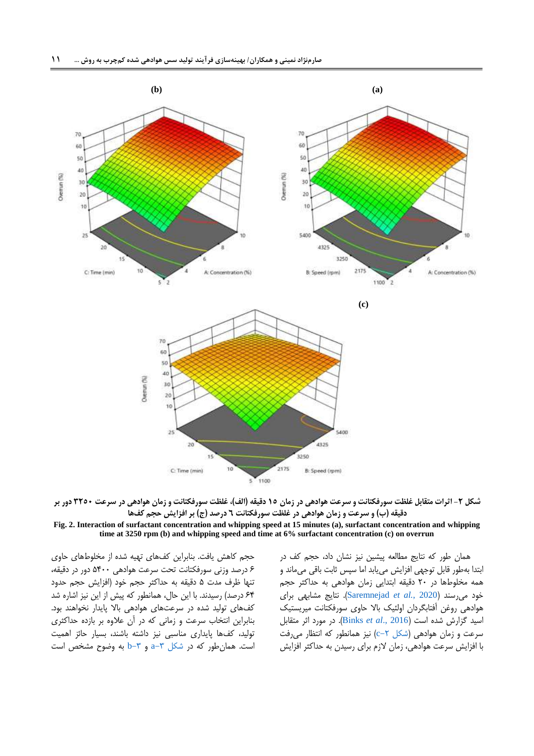شکل ۲- اثرات متقابل غلظت سورفکتانت و سرعت هوادهی در زمان ۱۵ دقیقه (الف)، غلظت سورفکتانت و زمان هوادهی در سرعت ۳۲۵۰ دور بر دقیقه (ب) و سرعت و زمان هوادهی در غلظت سورفکتانت ٦ درصد (ج) بر افزایش حجم کف‌ها

**Fig. 2. Interaction of surfactant concentration and whipping speed at 15 minutes (a), surfactant concentration and whipping time at 3250 rpm (b) and whipping speed and time at 6% surfactant concentration (c) on overrun**

همان طور که نتایج مطالعه پیشین نیز نشان داد، حجم کف در ابتدا به‌طور قابل توجهی افزایش می‌یابد اما سپس ثابت باقی می‌ماند و همه مخلوط‌ها در ۲۰ دقیقه ابتدایی زمان هوادهی به حداکثر حجم خود می‌رسند (Saremnejad *et al.*, 2020). نتایج مشابهی برای هوادهی روغن آفتابگردان اولئیک بالا حاوی سورفکتانت میریستیک اسید گزارش شده است (Binks *et al.*, 2016). در مورد اثر متقابل سرعت و زمان هوادهی (شکل ۲-c) نیز همانطور که انتظار می‌رفت با افزایش سرعت هوادهی، زمان لازم برای رسیدن به حداکثر افزایش حجم کاهش یافت. بنابراین کف‌های تهیه شده از مخلوط‌های حاوی ۶ درصد وزنی سورفکتانت تحت سرعت هوادهی ۵۴۰۰ دور در دقیقه، تنها ظرف مدت ۵ دقیقه به حداکثر حجم خود (افزایش حجم حدود ۶۴ درصد) رسیدند. با این حال، همانطور که پیش از این نیز اشاره شد کف‌های تولید شده در سرعت‌های هوادهی بالا پایدار نخواهند بود. بنابراین انتخاب سرعت و زمانی که در آن علاوه بر بازده حداکثری تولید، کف‌ها پایداری مناسبی نیز داشته باشند، بسیار حائز اهمیت است. همان‌طور که در شکل ۳-a و ۳-b به وضوح مشخص است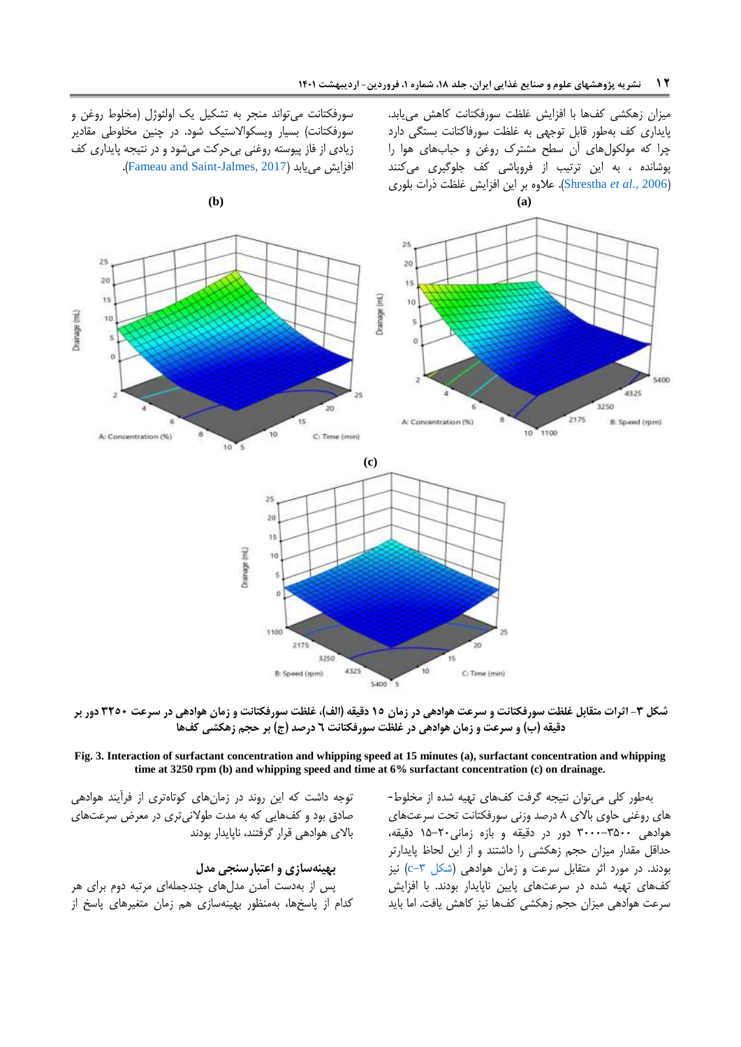میزان زهکشی کف‌ها با افزایش غلظت سورفکتانت کاهش می‌یابد. پایداری کف به‌طور قابل توجهی به غلظت سورفاکتانت بستگی دارد چرا که مولکول‌های آن سطح مشترک روغن و حباب‌های هوا را پوشانده ، به این ترتیب از فروپاشی کف جلوگیری می‌کنند (Shrestha *et al.*, 2006). علاوه بر این افزایش غلظت ذرات بلوری سورفکتانت می‌تواند منجر به تشکیل یک اولئوژل (مخلوط روغن و سورفکتانت) بسیار ویسکوالاستیک شود. در چنین مخلوطی مقادیر زیادی از فاز پیوسته روغنی بی‌حرکت می‌شود و در نتیجه پایداری کف افزایش می‌یابد (Fameau and Saint-Jalmes, 2017).

شکل ۳- اثرات متقابل غلظت سورفکتانت و سرعت هوادهی در زمان ۱۵ دقیقه (الف)، غلظت سورفکتانت و زمان هوادهی در سرعت ۳۲۵۰ دور بر دقیقه (ب) و سرعت و زمان هوادهی در غلظت سورفکتانت ٦ درصد (ج) بر حجم زهکشی کف‌ها

**Fig. 3.** Interaction of surfactant concentration and whipping speed at 15 minutes (a), surfactant concentration and whipping time at 3250 rpm (b) and whipping speed and time at 6% surfactant concentration (c) on drainage.

به‌طور کلی می‌توان نتیجه گرفت کف‌های تهیه شده از مخلوط-های روغنی حاوی بالای ۸ درصد وزنی سورفکتانت تحت سرعت‌های هوادهی ۳۵۰۰-۳۰۰۰ دور در دقیقه و بازه زمانی۲۰-۱۵ دقیقه، حداقل مقدار میزان حجم زهکشی را داشتند و از این لحاظ پایدارتر بودند. در مورد اثر متقابل سرعت و زمان هوادهی (شکل ۳-c) نیز کف‌های تهیه شده در سرعت‌های پایین ناپایدار بودند. با افزایش سرعت هوادهی میزان حجم زهکشی کف‌ها نیز کاهش یافت. اما باید توجه داشت که این روند در زمان‌های کوتاه‌تری از فرآیند هوادهی صادق بود و کف‌هایی که به مدت طولانی‌تری در معرض سرعت‌های بالای هوادهی قرار گرفتند، ناپایدار بودند.

### بهینه‌سازی و اعتبارسنجی مدل

پس از به‌دست آمدن مدل‌های چندجمله‌ای مرتبه دوم برای هر کدام از پاسخ‌ها، به‌منظور بهینه‌سازی هم زمان متغیرهای پاسخ از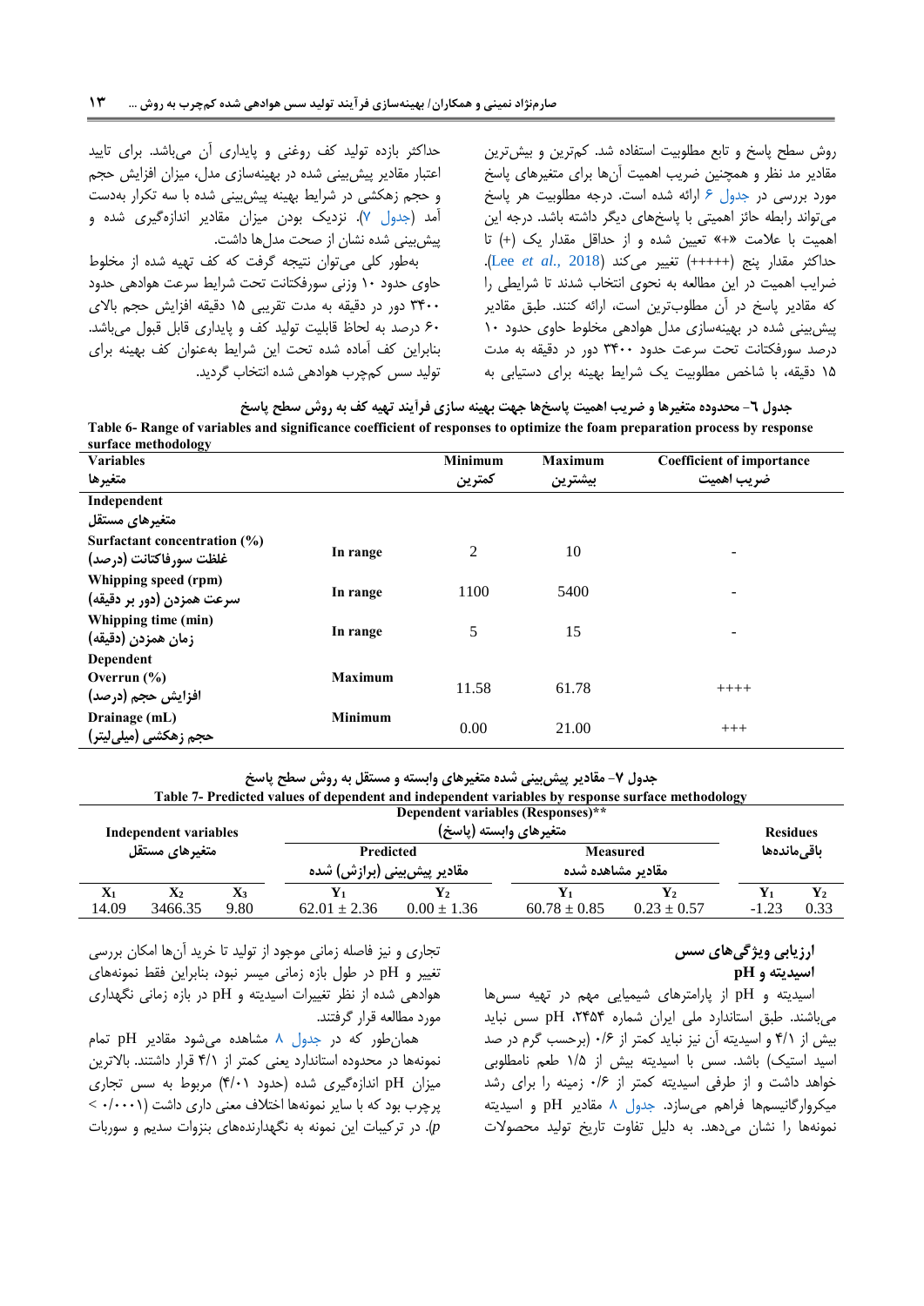روش سطح پاسخ و تابع مطلوبیت استفاده شد. کم‌ترین و بیش‌ترین مقادیر مد نظر و همچنین ضریب اهمیت آن‌ها برای متغیرهای پاسخ مورد بررسی در جدول ۶ ارائه شده است. درجه مطلوبیت هر پاسخ می‌تواند رابطه حائز اهمیتی با پاسخ‌های دیگر داشته باشد. درجه این اهمیت با علامت «+» تعیین شده و از حداقل مقدار یک (+) تا حداکثر مقدار پنج (+++++) تغییر می‌کند (Lee *et al.*, 2018). ضرایب اهمیت در این مطالعه به نحوی انتخاب شدند تا شرایطی را که مقادیر پاسخ در آن مطلوب‌ترین است، ارائه کنند. طبق مقادیر پیش‌بینی شده در بهینه‌سازی مدل هوادهی مخلوط حاوی حدود ۱۰ درصد سورفکتانت تحت سرعت حدود ۳۴۰۰ دور در دقیقه به مدت ۱۵ دقیقه، با شاخص مطلوبیت یک شرایط بهینه برای دستیابی به حداکثر بازده تولید کف روغنی و پایداری آن می‌باشد. برای تایید اعتبار مقادیر پیش‌بینی شده در بهینه‌سازی مدل، میزان افزایش حجم و حجم زهکشی در شرایط بهینه پیش‌بینی شده با سه تکرار به‌دست آمد (جدول ۷). نزدیک بودن میزان مقادیر اندازه‌گیری شده و پیش‌بینی شده نشان از صحت مدل‌ها داشت.

به‌طور کلی می‌توان نتیجه گرفت که کف تهیه شده از مخلوط حاوی حدود ۱۰ وزنی سورفکتانت تحت شرایط سرعت هوادهی حدود ۳۴۰۰ دور در دقیقه به مدت تقریبی ۱۵ دقیقه افزایش حجم بالای ۶۰ درصد به لحاظ قابلیت تولید کف و پایداری قابل قبول می‌باشد. بنابراین کف آماده شده تحت این شرایط به‌عنوان کف بهینه برای تولید سس کم‌چرب هوادهی شده انتخاب گردید.

جدول ٦- محدوده متغیرها و ضریب اهمیت پاسخ‌ها جهت بهینه سازی فرآیند تهیه کف به روش سطح پاسخ

Table 6- Range of variables and significance coefficient of responses to optimize the foam preparation process by response surface methodology

| Variables<br>متغیرها | | Minimum<br>کمترین | Maximum<br>بیشترین | Coefficient of importance<br>ضریب اهمیت |
|---|---|---|---|---|
| Independent<br>متغیرهای مستقل | | | | |
| Surfactant concentration (%)<br>غلظت سورفاکتانت (درصد) | In range | 2 | 10 | - |
| Whipping speed (rpm)<br>سرعت همزدن (دور بر دقیقه) | In range | 1100 | 5400 | - |
| Whipping time (min)<br>زمان همزدن (دقیقه) | In range | 5 | 15 | - |
| Dependent | | | | |
| Overrun (%)<br>افزایش حجم (درصد) | Maximum | 11.58 | 61.78 | ++++ |
| Drainage (mL)<br>حجم زهکشی (میلی‌لیتر) | Minimum | 0.00 | 21.00 | +++ |

جدول ۷- مقادیر پیش‌بینی شده متغیرهای وابسته و مستقل به روش سطح پاسخ

Table 7- Predicted values of dependent and independent variables by response surface methodology

| Independent variables<br>متغیرهای مستقل | | | Dependent variables (Responses)**<br>متغیرهای وابسته (پاسخ) | | | | Residues<br>باقی‌مانده‌ها | |
|---|---|---|---|---|---|---|---|---|
| | | | Predicted<br>مقادیر پیش‌بینی (برازش) شده | | Measured<br>مقادیر مشاهده شده | | | |
| $X_1$ | $X_2$ | $X_3$ | $Y_1$ | $Y_2$ | $Y_1$ | $Y_2$ | $Y_1$ | $Y_2$ |
| 14.09 | 3466.35 | 9.80 | 62.01 ± 2.36 | 0.00 ± 1.36 | 60.78 ± 0.85 | 0.23 ± 0.57 | -1.23 | 0.33 |

## ارزیابی ویژگی‌های سس

### اسیدیته و pH

اسیدیته و pH از پارامترهای شیمیایی مهم در تهیه سس‌ها می‌باشند. طبق استاندارد ملی ایران شماره ۲۴۵۴، pH سس نباید بیش از ۴/۱ و اسیدیته آن نیز نباید کمتر از ۰/۶ (برحسب گرم در صد اسید استیک) باشد. سس با اسیدیته بیش از ۱/۵ طعم نامطلوبی خواهد داشت و از طرفی اسیدیته کمتر از ۰/۶ زمینه را برای رشد میکروارگانیسم‌ها فراهم می‌سازد. جدول ۸ مقادیر pH و اسیدیته نمونه‌ها را نشان می‌دهد. به دلیل تفاوت تاریخ تولید محصولات تجاری و نیز فاصله زمانی موجود از تولید تا خرید آن‌ها امکان بررسی تغییر pH در طول بازه زمانی میسر نبود، بنابراین فقط نمونه‌های هوادهی شده از نظر تغییرات اسیدیته و pH در بازه زمانی نگهداری مورد مطالعه قرار گرفتند.

همان‌طور که در جدول ۸ مشاهده می‌شود مقادیر pH تمام نمونه‌ها در محدوده استاندارد یعنی کمتر از ۴/۱ قرار داشتند. بالاترین میزان pH اندازه‌گیری شده (حدود ۴/۰۱) مربوط به سس تجاری پرچرب بود که با سایر نمونه‌ها اختلاف معنی داری داشت ($p$ < ۰/۰۰۰۱). در ترکیبات این نمونه به نگهدارنده‌های بنزوات سدیم و سوربات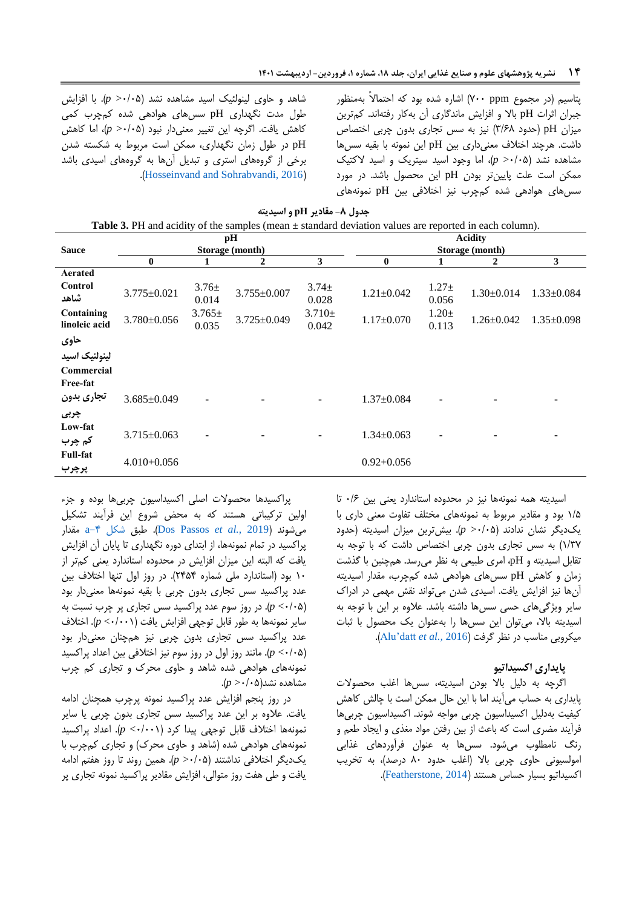پتاسیم (در مجموع ppm ۷۰۰) اشاره شده بود که احتمالاً به‌منظور جبران اثرات pH بالا و افزایش ماندگاری آن به‌کار رفته‌اند. کم‌ترین میزان pH (حدود ۳/۶۸) نیز به سس تجاری بدون چربی اختصاص داشت. هرچند اختلاف معنی‌داری بین pH این نمونه با بقیه سس‌ها مشاهده نشد ($p > ۰/۰۵$)، اما وجود اسید سیتریک و اسید لاکتیک ممکن است علت پایین‌تر بودن pH این محصول باشد. در مورد سس‌های هوادهی شده کم‌چرب نیز اختلافی بین pH نمونه‌های شاهد و حاوی لینولئیک اسید مشاهده نشد ($p > ۰/۰۵$). با افزایش طول مدت نگهداری pH سس‌های هوادهی شده کم‌چرب کمی کاهش یافت. اگرچه این تغییر معنی‌دار نبود ($p > ۰/۰۵$)، اما کاهش pH در طول زمان نگهداری، ممکن است مربوط به شکسته شدن برخی از گروه‌های استری و تبدیل آن‌ها به گروه‌های اسیدی باشد (Hosseinvand and Sohrabvandi, 2016).

جدول ۸- مقادیر pH و اسیدیته

**Table 3.** PH and acidity of the samples (mean ± standard deviation values are reported in each column).

| Sauce | pH | | | | Acidity | | | |
|---|---|---|---|---|---|---|---|---|
| | Storage (month) | | | | Storage (month) | | | |
| | 0 | 1 | 2 | 3 | 0 | 1 | 2 | 3 |
| **Aerated** | | | | | | | | |
| **Control** شاهد | 3.775±0.021 | 3.76± 0.014 | 3.755±0.007 | 3.74± 0.028 | 1.21±0.042 | 1.27± 0.056 | 1.30±0.014 | 1.33±0.084 |
| **Containing linoleic acid** حاوی لینولئیک اسید | 3.780±0.056 | 3.765± 0.035 | 3.725±0.049 | 3.710± 0.042 | 1.17±0.070 | 1.20± 0.113 | 1.26±0.042 | 1.35±0.098 |
| **Commercial** | | | | | | | | |
| **Free-fat** تجاری بدون چربی | 3.685±0.049 | - | - | - | 1.37±0.084 | - | - | - |
| **Low-fat** کم چرب | 3.715±0.063 | - | - | - | 1.34±0.063 | - | - | - |
| **Full-fat** پرچرب | 4.010+0.056 | | | | 0.92+0.056 | | | |

اسیدیته همه نمونه‌ها نیز در محدوده استاندارد یعنی بین ۰/۶ تا ۱/۵ بود و مقادیر مربوط به نمونه‌های مختلف تفاوت معنی داری با یک‌دیگر نشان ندادند ($p > ۰/۰۵$). بیش‌ترین میزان اسیدیته (حدود ۱/۳۷) به سس تجاری بدون چربی اختصاص داشت که با توجه به تقابل اسیدیته و pH، امری طبیعی به نظر می‌رسد. همچنین با گذشت زمان و کاهش pH سس‌های هوادهی شده کم‌چرب، مقدار اسیدیته آن‌ها نیز افزایش یافت. اسیدی شدن می‌تواند نقش مهمی در ادراک سایر ویژگی‌های حسی سس‌ها داشته باشد. علاوه بر این با توجه به اسیدیته بالا، می‌توان این سس‌ها را به‌عنوان یک محصول با ثبات میکروبی مناسب در نظر گرفت (Alu'datt *et al.*, 2016).

### پایداری اکسیداتیو

اگرچه به دلیل بالا بودن اسیدیته، سس‌ها اغلب محصولات پایداری به حساب می‌آیند اما با این حال ممکن است با چالش کاهش کیفیت بدلیل اکسیداسیون چربی مواجه شوند. اکسیداسیون چربی‌ها فرآیند مضری است که باعث از بین رفتن مواد مغذی و ایجاد طعم و رنگ نامطلوب می‌شود. سس‌ها به عنوان فرآورده‌های غذایی امولسیونی حاوی چربی بالا (اغلب حدود ۸۰ درصد)، به تخریب اکسیداتیو بسیار حساس هستند (Featherstone, 2014).

پراکسیدها محصولات اصلی اکسیداسیون چربی‌ها بوده و جزء اولین ترکیباتی هستند که به محض شروع این فرآیند تشکیل می‌شوند (Dos Passos *et al.*, 2019). طبق شکل ۴-a مقدار پراکسید در تمام نمونه‌ها، از ابتدای دوره نگهداری تا پایان آن افزایش یافت که البته این میزان افزایش در محدوده استاندارد یعنی کم‌تر از ۱۰ بود (استاندارد ملی شماره ۲۴۵۴). در روز اول تنها اختلاف بین عدد پراکسید سس تجاری بدون چربی با بقیه نمونه‌ها معنی‌دار بود ($p < ۰/۰۵$). در روز سوم عدد پراکسید سس تجاری پر چرب نسبت به سایر نمونه‌ها به طور قابل توجهی افزایش یافت ($p < ۰/۰۰۱$). اختلاف عدد پراکسید سس تجاری بدون چربی نیز همچنان معنی‌دار بود ($p < ۰/۰۵$). مانند روز اول در روز سوم نیز اختلافی بین اعداد پراکسید نمونه‌های هوادهی شده شاهد و حاوی محرک و تجاری کم چرب مشاهده نشد($p > ۰/۰۵$).

در روز پنجم افزایش عدد پراکسید نمونه پرچرب همچنان ادامه یافت. علاوه بر این عدد پراکسید سس تجاری بدون چربی با سایر نمونه‌ها اختلاف قابل توجهی پیدا کرد ($p < ۰/۰۰۱$). اعداد پراکسید نمونه‌های هوادهی شده (شاهد و حاوی محرک) و تجاری کم‌چرب با یک‌دیگر اختلافی نداشتند ($p > ۰/۰۵$). همین روند تا روز هفتم ادامه یافت و طی هفت روز متوالی، افزایش مقادیر پراکسید نمونه تجاری پر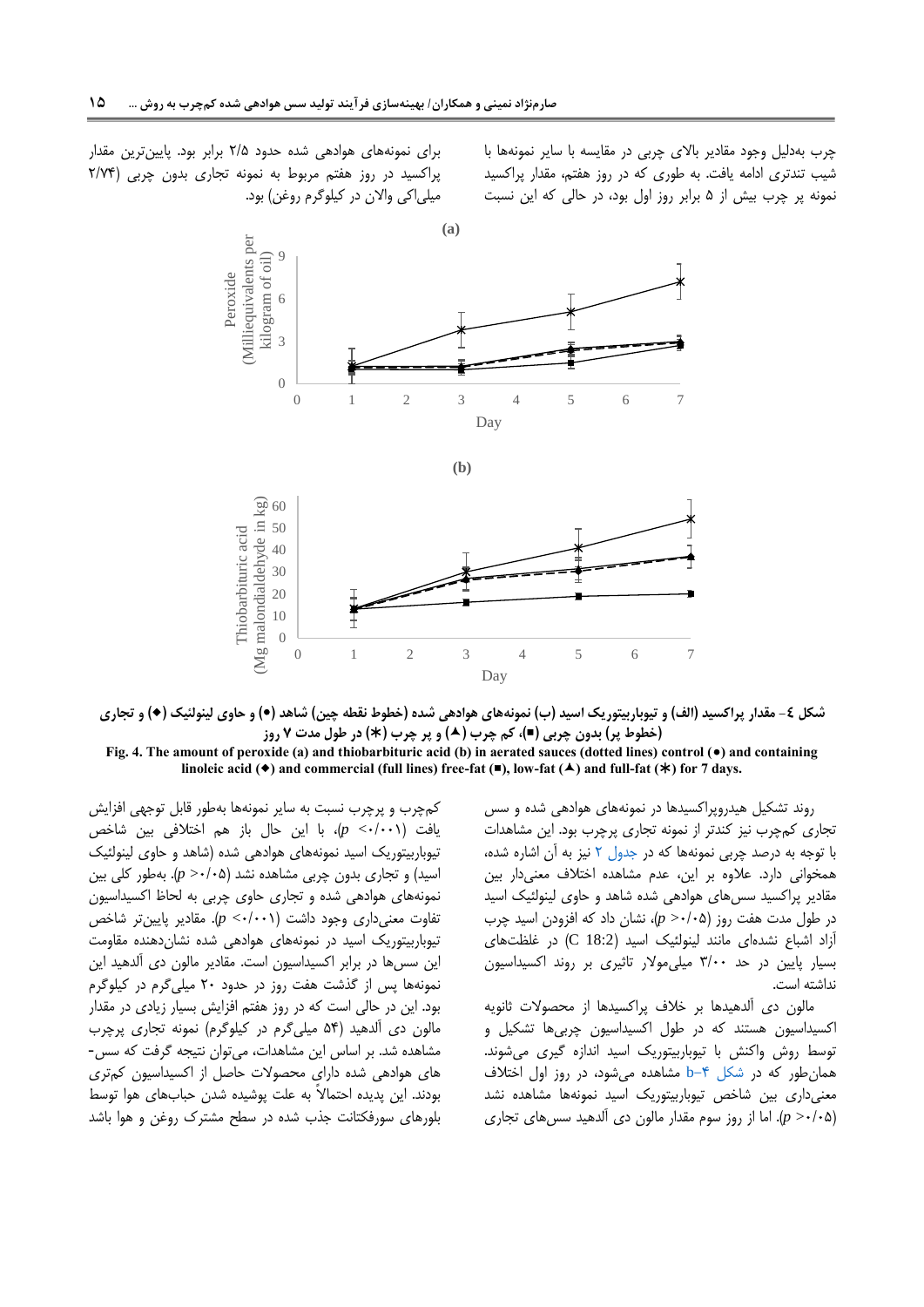چرب به‌دلیل وجود مقادیر بالای چربی در مقایسه با سایر نمونه‌ها با شیب تندتری ادامه یافت. به طوری که در روز هفتم، مقدار پراکسید نمونه پر چرب بیش از ۵ برابر روز اول بود، در حالی که این نسبت برای نمونه‌های هوادهی شده حدود ۲/۵ برابر بود. پایین‌ترین مقدار پراکسید در روز هفتم مربوط به نمونه تجاری بدون چربی (۲/۷۴ میلی‌اکی والان در کیلوگرم روغن) بود.

**شکل ٤- مقدار پراکسید (الف) و تیوباربیتوریک اسید (ب) نمونه‌های هوادهی شده (خطوط نقطه چین) شاهد (•) و حاوی لینولئیک (◆) و تجاری (خطوط پر) بدون چربی (■)، کم چرب (▲) و پر چرب (✱) در طول مدت ۷ روز**

**Fig. 4. The amount of peroxide (a) and thiobarbituric acid (b) in aerated sauces (dotted lines) control (•) and containing linoleic acid (◆) and commercial (full lines) free-fat (■), low-fat (▲) and full-fat (✱) for 7 days.**

روند تشکیل هیدروپراکسیدها در نمونه‌های هوادهی شده و سس تجاری کم‌چرب نیز کندتر از نمونه تجاری پرچرب بود. این مشاهدات با توجه به درصد چربی نمونه‌ها که در جدول ۲ نیز به آن اشاره شده، همخوانی دارد. علاوه بر این، عدم مشاهده اختلاف معنی‌دار بین مقادیر پراکسید سس‌های هوادهی شده شاهد و حاوی لینولئیک اسید در طول مدت هفت روز ($p > 0.05$)، نشان داد که افزودن اسید چرب آزاد اشباع نشده‌ای مانند لینولئیک اسید (C 18:2) در غلظت‌های بسیار پایین در حد ۳/۰۰ میلی‌مولار تاثیری بر روند اکسیداسیون نداشته است.

مالون دی آلدهیدها بر خلاف پراکسیدها از محصولات ثانویه اکسیداسیون هستند که در طول اکسیداسیون چربی‌ها تشکیل و توسط روش واکنش با تیوباربیتوریک اسید اندازه گیری می‌شوند. همان‌طور که در شکل ۴-b مشاهده می‌شود، در روز اول اختلاف معنی‌داری بین شاخص تیوباربیتوریک اسید نمونه‌ها مشاهده نشد ($p > 0.05$). اما از روز سوم مقدار مالون دی آلدهید سس‌های تجاری کم‌چرب و پرچرب نسبت به سایر نمونه‌ها به‌طور قابل توجهی افزایش یافت ($p < 0.001$)، با این حال باز هم اختلافی بین شاخص تیوباربیتوریک اسید نمونه‌های هوادهی شده (شاهد و حاوی لینولئیک اسید) و تجاری بدون چربی مشاهده نشد ($p > 0.05$). به‌طور کلی بین نمونه‌های هوادهی شده و تجاری حاوی چربی به لحاظ اکسیداسیون تفاوت معنی‌داری وجود داشت ($p < 0.001$). مقادیر پایین‌تر شاخص تیوباربیتوریک اسید در نمونه‌های هوادهی شده نشان‌دهنده مقاومت این سس‌ها در برابر اکسیداسیون است. مقادیر مالون دی آلدهید این نمونه‌ها پس از گذشت هفت روز در حدود ۲۰ میلی‌گرم در کیلوگرم بود. این در حالی است که در روز هفتم افزایش بسیار زیادی در مقدار مالون دی آلدهید (۵۴ میلی‌گرم در کیلوگرم) نمونه تجاری پرچرب مشاهده شد. بر اساس این مشاهدات، می‌توان نتیجه گرفت که سس‌های هوادهی شده دارای محصولات حاصل از اکسیداسیون کم‌تری بودند. این پدیده احتمالاً به علت پوشیده شدن حباب‌های هوا توسط بلورهای سورفکتانت جذب شده در سطح مشترک روغن و هوا باشد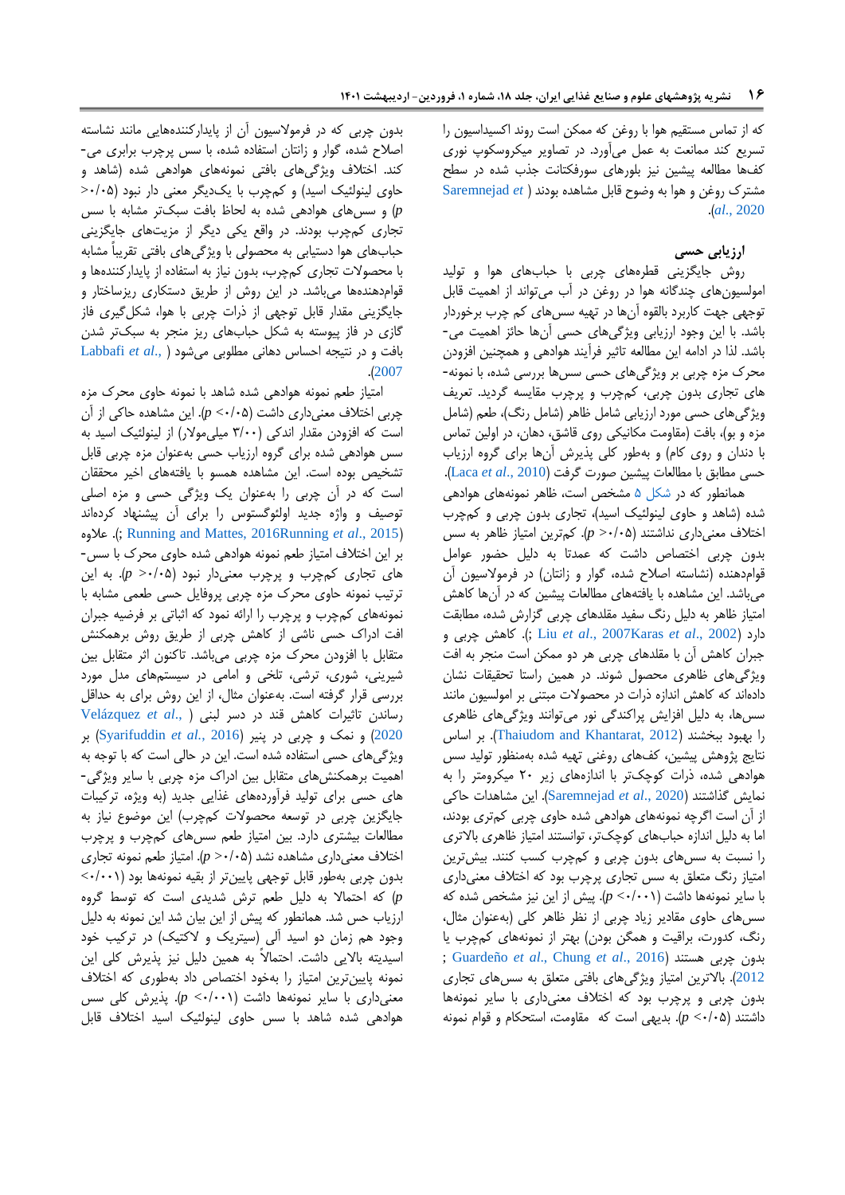که از تماس مستقیم هوا با روغن که ممکن است روند اکسیداسیون را تسریع کند ممانعت به عمل می‌آورد. در تصاویر میکروسکوپ نوری کف‌ها مطالعه پیشین نیز بلورهای سورفکتانت جذب شده در سطح مشترک روغن و هوا به وضوح قابل مشاهده بودند (Saremnejad *et al.*, 2020).

## ارزیابی حسی

روش جایگزینی قطره‌های چربی با حباب‌های هوا و تولید امولسیون‌های چندگانه هوا در روغن در آب می‌تواند از اهمیت قابل توجهی جهت کاربرد بالقوه آن‌ها در تهیه سس‌های کم چرب برخوردار باشد. با این وجود ارزیابی ویژگی‌های حسی آن‌ها حائز اهمیت می-باشد. لذا در ادامه این مطالعه تاثیر فرآیند هوادهی و همچنین افزودن محرک مزه چربی بر ویژگی‌های حسی سس‌ها بررسی شده، با نمونه-های تجاری بدون چربی، کم‌چرب و پرچرب مقایسه گردید. تعریف ویژگی‌های حسی مورد ارزیابی شامل ظاهر (شامل رنگ)، طعم (شامل مزه و بو)، بافت (مقاومت مکانیکی روی قاشق، دهان، در اولین تماس با دندان و روی کام) و به‌طور کلی پذیرش آن‌ها برای گروه ارزیاب حسی مطابق با مطالعات پیشین صورت گرفت (Laca *et al.*, 2010).

همانطور که در شکل ۵ مشخص است، ظاهر نمونه‌های هوادهی شده (شاهد و حاوی لینولئیک اسید)، تجاری بدون چربی و کم‌چرب اختلاف معنی‌داری نداشتند ($p > 0.05$). کم‌ترین امتیاز ظاهر به سس بدون چربی اختصاص داشت که عمدتا به دلیل حضور عوامل قوام‌دهنده (نشاسته اصلاح شده، گوار و زانتان) در فرمولاسیون آن می‌باشد. این مشاهده با یافته‌های مطالعات پیشین که در آن‌ها کاهش امتیاز ظاهر به دلیل رنگ سفید مقلدهای چربی گزارش شده، مطابقت دارد (Liu *et al.*, 2007Karas *et al.*, 2002;). کاهش چربی و جبران کاهش آن با مقلدهای چربی هر دو ممکن است منجر به افت ویژگی‌های ظاهری محصول شوند. در همین راستا تحقیقات نشان داده‌اند که کاهش اندازه ذرات در محصولات مبتنی بر امولسیون مانند سس‌ها، به دلیل افزایش پراکندگی نور می‌توانند ویژگی‌های ظاهری را بهبود بخشند (Thaiudom and Khantarat, 2012). بر اساس نتایج پژوهش پیشین، کف‌های روغنی تهیه شده به‌منظور تولید سس هوادهی شده، ذرات کوچک‌تر با اندازه‌های زیر ۲۰ میکرومتر را به نمایش گذاشتند (Saremnejad *et al.*, 2020). این مشاهدات حاکی از آن است اگرچه نمونه‌های هوادهی شده حاوی چربی کم‌تری بودند، اما به دلیل اندازه حباب‌های کوچک‌تر، توانستند امتیاز ظاهری بالاتری را نسبت به سس‌های بدون چربی و کم‌چرب کسب کنند. بیش‌ترین امتیاز رنگ متعلق به سس تجاری پرچرب بود که اختلاف معنی‌داری با سایر نمونه‌ها داشت ($p < 0.001$). پیش از این نیز مشخص شده که سس‌های حاوی مقادیر زیاد چربی از نظر ظاهر کلی (به‌عنوان مثال، رنگ، کدورت، براقیت و همگن بودن) بهتر از نمونه‌های کم‌چرب یا بدون چربی هستند (Guardeño *et al.*, Chung *et al.*, 2016; 2012). بالاترین امتیاز ویژگی‌های بافتی متعلق به سس‌های تجاری بدون چربی و پرچرب بود که اختلاف معنی‌داری با سایر نمونه‌ها داشتند ($p < 0.05$). بدیهی است که مقاومت، استحکام و قوام نمونه بدون چربی که در فرمولاسیون آن از پایدارکننده‌هایی مانند نشاسته اصلاح شده، گوار و زانتان استفاده شده، با سس پرچرب برابری می-کند. اختلاف ویژگی‌های بافتی نمونه‌های هوادهی شده (شاهد و حاوی لینولئیک اسید) و کم‌چرب با یک‌دیگر معنی دار نبود ($p > 0.05$) و سس‌های هوادهی شده به لحاظ بافت سبک‌تر مشابه با سس تجاری کم‌چرب بودند. در واقع یکی دیگر از مزیت‌های جایگزینی حباب‌های هوا دستیابی به محصولی با ویژگی‌های بافتی تقریباً مشابه با محصولات تجاری کم‌چرب، بدون نیاز به استفاده از پایدارکننده‌ها و قوام‌دهنده‌ها می‌باشد. در این روش از طریق دستکاری ریزساختار و جایگزینی مقدار قابل توجهی از ذرات چربی با هوا، شکل‌گیری فاز گازی در فاز پیوسته به شکل حباب‌های ریز منجر به سبک‌تر شدن بافت و در نتیجه احساس دهانی مطلوبی می‌شود (Labbafi *et al.*, 2007).

امتیاز طعم نمونه هوادهی شده شاهد با نمونه حاوی محرک مزه چربی اختلاف معنی‌داری داشت ($p < 0.05$). این مشاهده حاکی از آن است که افزودن مقدار اندکی (۳/۰۰ میلی‌مولار) از لینولئیک اسید به سس هوادهی شده برای گروه ارزیاب حسی به‌عنوان مزه چربی قابل تشخیص بوده است. این مشاهده همسو با یافته‌های اخیر محققان است که در آن چربی به‌عنوان یک ویژگی حسی و مزه اصلی توصیف و واژه جدید اولئوگستوس را برای آن پیشنهاد کرده‌اند (Running and Mattes, 2016Running *et al.*, 2015;). علاوه بر این اختلاف امتیاز طعم نمونه هوادهی شده حاوی محرک با سس-های تجاری کم‌چرب و پرچرب معنی‌دار نبود ($p > 0.05$). به این ترتیب نمونه حاوی محرک مزه چربی پروفایل حسی طعمی مشابه با نمونه‌های کم‌چرب و پرچرب را ارائه نمود که اثباتی بر فرضیه جبران افت ادراک حسی ناشی از کاهش چربی از طریق روش برهمکنش متقابل با افزودن محرک مزه چربی می‌باشد. تاکنون اثر متقابل بین شیرینی، شوری، ترشی، تلخی و امامی در سیستم‌های مدل مورد بررسی قرار گرفته است. به‌عنوان مثال، از این روش برای به حداقل رساندن تاثیرات کاهش قند در دسر لبنی (Velázquez *et al.*, 2020) و نمک و چربی در پنیر (Syarifuddin *et al.*, 2016) بر ویژگی‌های حسی استفاده شده است. این در حالی است که با توجه به اهمیت برهمکنش‌های متقابل بین ادراک مزه چربی با سایر ویژگی-های حسی برای تولید فرآورده‌های غذایی جدید (به ویژه، ترکیبات جایگزین چربی در توسعه محصولات کم‌چرب) این موضوع نیاز به مطالعات بیشتری دارد. بین امتیاز طعم سس‌های کم‌چرب و پرچرب اختلاف معنی‌داری مشاهده نشد ($p > 0.05$). امتیاز طعم نمونه تجاری بدون چربی به‌طور قابل توجهی پایین‌تر از بقیه نمونه‌ها بود ($p < 0.001$) که احتمالا به دلیل طعم ترش شدیدی است که توسط گروه ارزیاب حس شد. همانطور که پیش از این بیان شد این نمونه به دلیل وجود هم زمان دو اسید آلی (سیتریک و لاکتیک) در ترکیب خود اسیدیته بالایی داشت. احتمالاً به همین دلیل نیز پذیرش کلی این نمونه پایین‌ترین امتیاز را به‌خود اختصاص داد به‌طوری که اختلاف معنی‌داری با سایر نمونه‌ها داشت ($p < 0.001$). پذیرش کلی سس هوادهی شده شاهد با سس حاوی لینولئیک اسید اختلاف قابل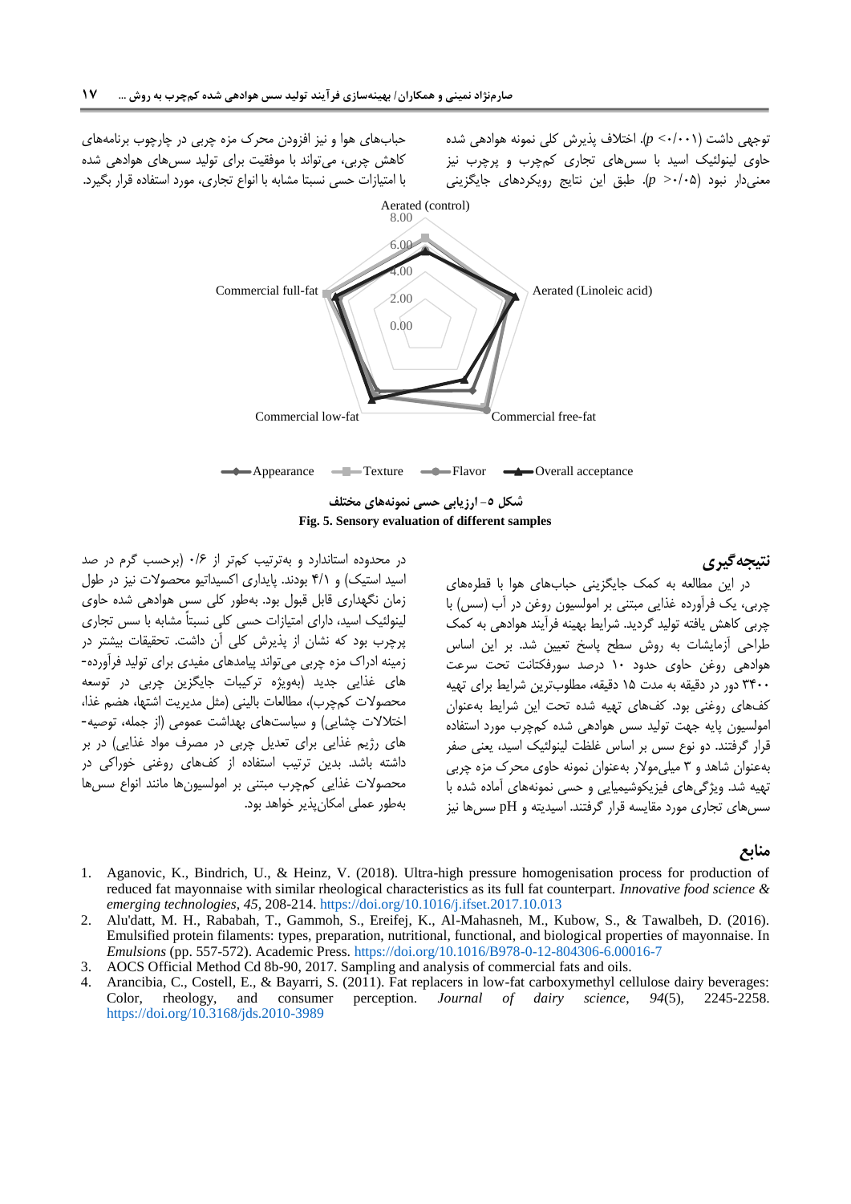توجهی داشت ($p <$۰/۰۰۱). اختلاف پذیرش کلی نمونه هوادهی شده حاوی لینولئیک اسید با سس‌های تجاری کم‌چرب و پرچرب نیز معنی‌دار نبود ($p >$۰/۰۵). طبق این نتایج رویکردهای جایگزینی حباب‌های هوا و نیز افزودن محرک مزه چربی در چارچوب برنامه‌های کاهش چربی، می‌تواند با موفقیت برای تولید سس‌های هوادهی شده با امتیازات حسی نسبتا مشابه با انواع تجاری، مورد استفاده قرار بگیرد.

Aerated (control)
8.00
6.00
4.00
2.00
0.00
Aerated (Linoleic acid)
Commercial full-fat
Commercial low-fat
Commercial free-fat

Appearance — Texture — Flavor — Overall acceptance

**شکل ۵- ارزیابی حسی نمونه‌های مختلف**

**Fig. 5. Sensory evaluation of different samples**

## نتیجه‌گیری

در این مطالعه به کمک جایگزینی حباب‌های هوا با قطره‌های چربی، یک فرآورده غذایی مبتنی بر امولسیون روغن در آب (سس) با چربی کاهش یافته تولید گردید. شرایط بهینه فرآیند هوادهی به کمک طراحی آزمایشات به روش سطح پاسخ تعیین شد. بر این اساس هوادهی روغن حاوی حدود ۱۰ درصد سورفکتانت تحت سرعت ۳۴۰۰ دور در دقیقه به مدت ۱۵ دقیقه، مطلوب‌ترین شرایط برای تهیه کف‌های روغنی بود. کف‌های تهیه شده تحت این شرایط به‌عنوان امولسیون پایه جهت تولید سس هوادهی شده کم‌چرب مورد استفاده قرار گرفتند. دو نوع سس بر اساس غلظت لینولئیک اسید، یعنی صفر به‌عنوان شاهد و ۳ میلی‌مولار به‌عنوان نمونه حاوی محرک مزه چربی تهیه شد. ویژگی‌های فیزیکوشیمیایی و حسی نمونه‌های آماده شده با سس‌های تجاری مورد مقایسه قرار گرفتند. اسیدیته و pH سس‌ها نیز در محدوده استاندارد و به‌ترتیب کم‌تر از ۰/۶ (برحسب گرم در صد اسید استیک) و ۴/۱ بودند. پایداری اکسیداتیو محصولات نیز در طول زمان نگهداری قابل قبول بود. به‌طور کلی سس هوادهی شده حاوی لینولئیک اسید، دارای امتیازات حسی کلی نسبتاً مشابه با سس تجاری پرچرب بود که نشان از پذیرش کلی آن داشت. تحقیقات بیشتر در زمینه ادراک مزه چربی می‌تواند پیامدهای مفیدی برای تولید فرآورده-های غذایی جدید (به‌ویژه ترکیبات جایگزین چربی در توسعه محصولات کم‌چرب)، مطالعات بالینی (مثل مدیریت اشتها، هضم غذا، اختلالات چشایی) و سیاست‌های بهداشت عمومی (از جمله، توصیه-های رژیم غذایی برای تعدیل چربی در مصرف مواد غذایی) در بر داشته باشد. بدین ترتیب استفاده از کف‌های روغنی خوراکی در محصولات غذایی کم‌چرب مبتنی بر امولسیون‌ها مانند انواع سس‌ها به‌طور عملی امکان‌پذیر خواهد بود.

## منابع

1. Aganovic, K., Bindrich, U., & Heinz, V. (2018). Ultra-high pressure homogenisation process for production of reduced fat mayonnaise with similar rheological characteristics as its full fat counterpart. *Innovative food science & emerging technologies*, *45*, 208-214. https://doi.org/10.1016/j.ifset.2017.10.013
2. Alu'datt, M. H., Rababah, T., Gammoh, S., Ereifej, K., Al-Mahasneh, M., Kubow, S., & Tawalbeh, D. (2016). Emulsified protein filaments: types, preparation, nutritional, functional, and biological properties of mayonnaise. In *Emulsions* (pp. 557-572). Academic Press. https://doi.org/10.1016/B978-0-12-804306-6.00016-7
3. AOCS Official Method Cd 8b-90, 2017. Sampling and analysis of commercial fats and oils.
4. Arancibia, C., Costell, E., & Bayarri, S. (2011). Fat replacers in low-fat carboxymethyl cellulose dairy beverages: Color, rheology, and consumer perception. *Journal of dairy science*, *94*(5), 2245-2258. https://doi.org/10.3168/jds.2010-3989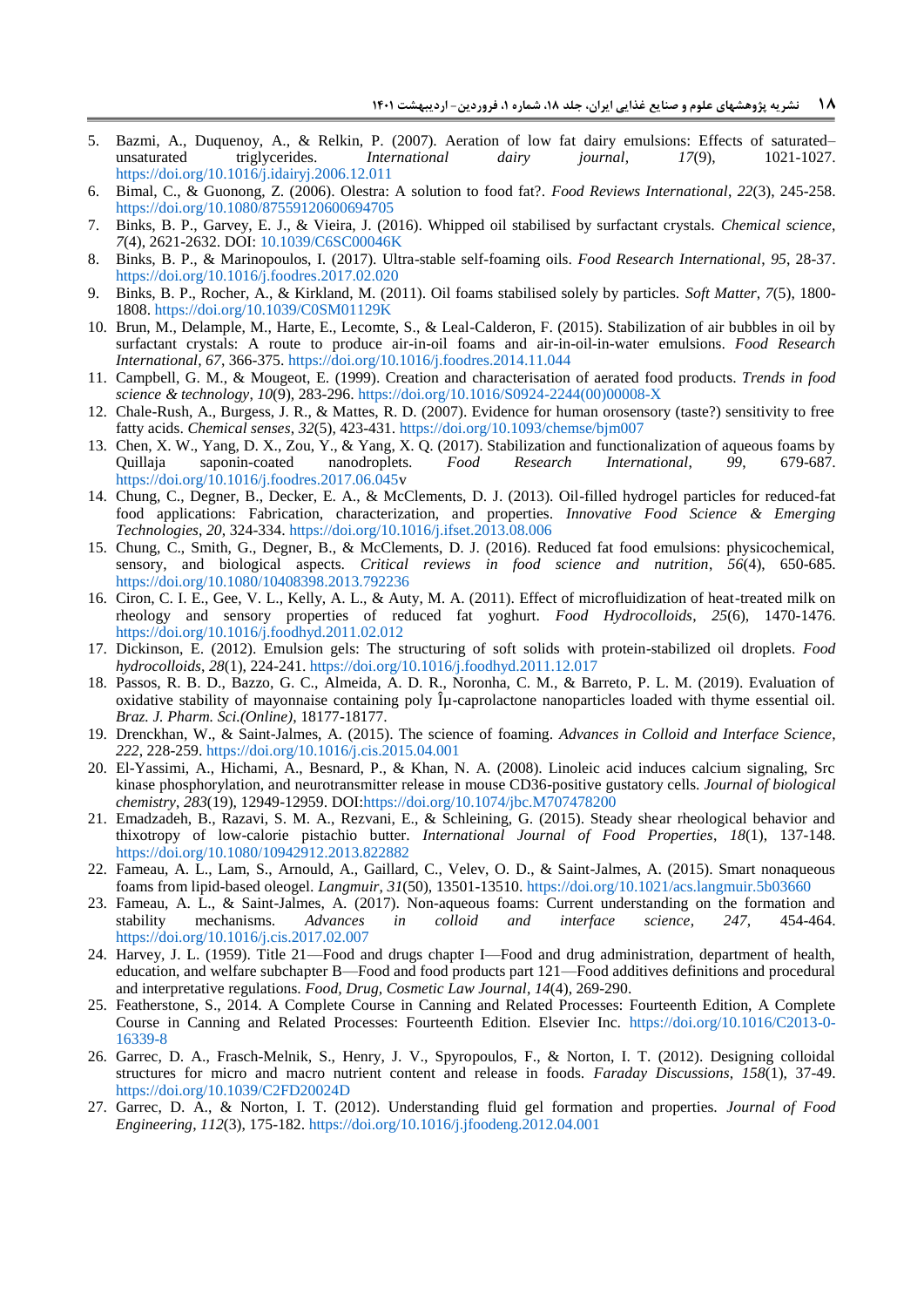5. Bazmi, A., Duquenoy, A., & Relkin, P. (2007). Aeration of low fat dairy emulsions: Effects of saturated–unsaturated triglycerides. *International dairy journal*, *17*(9), 1021-1027. https://doi.org/10.1016/j.idairyj.2006.12.011
6. Bimal, C., & Guonong, Z. (2006). Olestra: A solution to food fat?. *Food Reviews International*, *22*(3), 245-258. https://doi.org/10.1080/87559120600694705
7. Binks, B. P., Garvey, E. J., & Vieira, J. (2016). Whipped oil stabilised by surfactant crystals. *Chemical science*, *7*(4), 2621-2632. DOI: 10.1039/C6SC00046K
8. Binks, B. P., & Marinopoulos, I. (2017). Ultra-stable self-foaming oils. *Food Research International*, *95*, 28-37. https://doi.org/10.1016/j.foodres.2017.02.020
9. Binks, B. P., Rocher, A., & Kirkland, M. (2011). Oil foams stabilised solely by particles. *Soft Matter*, *7*(5), 1800-1808. https://doi.org/10.1039/C0SM01129K
10. Brun, M., Delample, M., Harte, E., Lecomte, S., & Leal-Calderon, F. (2015). Stabilization of air bubbles in oil by surfactant crystals: A route to produce air-in-oil foams and air-in-oil-in-water emulsions. *Food Research International*, *67*, 366-375. https://doi.org/10.1016/j.foodres.2014.11.044
11. Campbell, G. M., & Mougeot, E. (1999). Creation and characterisation of aerated food products. *Trends in food science & technology*, *10*(9), 283-296. https://doi.org/10.1016/S0924-2244(00)00008-X
12. Chale-Rush, A., Burgess, J. R., & Mattes, R. D. (2007). Evidence for human orosensory (taste?) sensitivity to free fatty acids. *Chemical senses*, *32*(5), 423-431. https://doi.org/10.1093/chemse/bjm007
13. Chen, X. W., Yang, D. X., Zou, Y., & Yang, X. Q. (2017). Stabilization and functionalization of aqueous foams by Quillaja saponin-coated nanodroplets. *Food Research International*, *99*, 679-687. https://doi.org/10.1016/j.foodres.2017.06.045v
14. Chung, C., Degner, B., Decker, E. A., & McClements, D. J. (2013). Oil-filled hydrogel particles for reduced-fat food applications: Fabrication, characterization, and properties. *Innovative Food Science & Emerging Technologies*, *20*, 324-334. https://doi.org/10.1016/j.ifset.2013.08.006
15. Chung, C., Smith, G., Degner, B., & McClements, D. J. (2016). Reduced fat food emulsions: physicochemical, sensory, and biological aspects. *Critical reviews in food science and nutrition*, *56*(4), 650-685. https://doi.org/10.1080/10408398.2013.792236
16. Ciron, C. I. E., Gee, V. L., Kelly, A. L., & Auty, M. A. (2011). Effect of microfluidization of heat-treated milk on rheology and sensory properties of reduced fat yoghurt. *Food Hydrocolloids*, *25*(6), 1470-1476. https://doi.org/10.1016/j.foodhyd.2011.02.012
17. Dickinson, E. (2012). Emulsion gels: The structuring of soft solids with protein-stabilized oil droplets. *Food hydrocolloids*, *28*(1), 224-241. https://doi.org/10.1016/j.foodhyd.2011.12.017
18. Passos, R. B. D., Bazzo, G. C., Almeida, A. D. R., Noronha, C. M., & Barreto, P. L. M. (2019). Evaluation of oxidative stability of mayonnaise containing poly Îµ-caprolactone nanoparticles loaded with thyme essential oil. *Braz. J. Pharm. Sci.(Online)*, 18177-18177.
19. Drenckhan, W., & Saint-Jalmes, A. (2015). The science of foaming. *Advances in Colloid and Interface Science*, *222*, 228-259. https://doi.org/10.1016/j.cis.2015.04.001
20. El-Yassimi, A., Hichami, A., Besnard, P., & Khan, N. A. (2008). Linoleic acid induces calcium signaling, Src kinase phosphorylation, and neurotransmitter release in mouse CD36-positive gustatory cells. *Journal of biological chemistry*, *283*(19), 12949-12959. DOI:https://doi.org/10.1074/jbc.M707478200
21. Emadzadeh, B., Razavi, S. M. A., Rezvani, E., & Schleining, G. (2015). Steady shear rheological behavior and thixotropy of low-calorie pistachio butter. *International Journal of Food Properties*, *18*(1), 137-148. https://doi.org/10.1080/10942912.2013.822882
22. Fameau, A. L., Lam, S., Arnould, A., Gaillard, C., Velev, O. D., & Saint-Jalmes, A. (2015). Smart nonaqueous foams from lipid-based oleogel. *Langmuir*, *31*(50), 13501-13510. https://doi.org/10.1021/acs.langmuir.5b03660
23. Fameau, A. L., & Saint-Jalmes, A. (2017). Non-aqueous foams: Current understanding on the formation and stability mechanisms. *Advances in colloid and interface science*, *247*, 454-464. https://doi.org/10.1016/j.cis.2017.02.007
24. Harvey, J. L. (1959). Title 21—Food and drugs chapter I—Food and drug administration, department of health, education, and welfare subchapter B—Food and food products part 121—Food additives definitions and procedural and interpretative regulations. *Food, Drug, Cosmetic Law Journal*, *14*(4), 269-290.
25. Featherstone, S., 2014. A Complete Course in Canning and Related Processes: Fourteenth Edition, A Complete Course in Canning and Related Processes: Fourteenth Edition. Elsevier Inc. https://doi.org/10.1016/C2013-0-16339-8
26. Garrec, D. A., Frasch-Melnik, S., Henry, J. V., Spyropoulos, F., & Norton, I. T. (2012). Designing colloidal structures for micro and macro nutrient content and release in foods. *Faraday Discussions*, *158*(1), 37-49. https://doi.org/10.1039/C2FD20024D
27. Garrec, D. A., & Norton, I. T. (2012). Understanding fluid gel formation and properties. *Journal of Food Engineering*, *112*(3), 175-182. https://doi.org/10.1016/j.jfoodeng.2012.04.001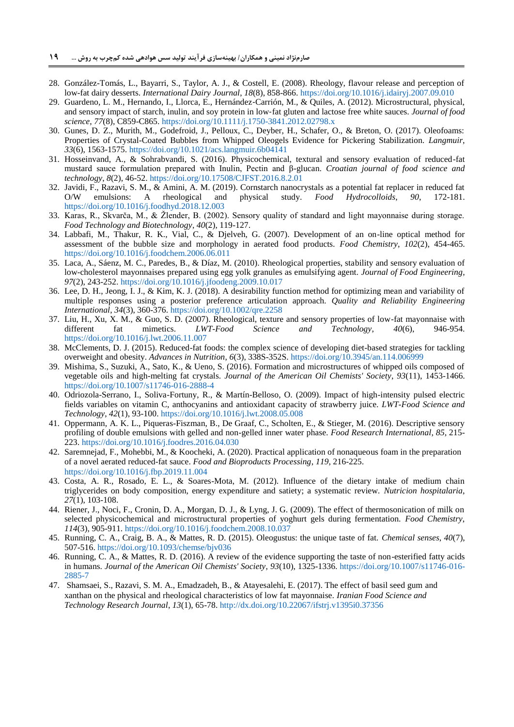28. González-Tomás, L., Bayarri, S., Taylor, A. J., & Costell, E. (2008). Rheology, flavour release and perception of low-fat dairy desserts. *International Dairy Journal*, *18*(8), 858-866. https://doi.org/10.1016/j.idairyj.2007.09.010
29. Guardeno, L. M., Hernando, I., Llorca, E., Hernández-Carrión, M., & Quiles, A. (2012). Microstructural, physical, and sensory impact of starch, inulin, and soy protein in low-fat gluten and lactose free white sauces. *Journal of food science*, *77*(8), C859-C865. https://doi.org/10.1111/j.1750-3841.2012.02798.x
30. Gunes, D. Z., Murith, M., Godefroid, J., Pelloux, C., Deyber, H., Schafer, O., & Breton, O. (2017). Oleofoams: Properties of Crystal-Coated Bubbles from Whipped Oleogels Evidence for Pickering Stabilization. *Langmuir*, *33*(6), 1563-1575. https://doi.org/10.1021/acs.langmuir.6b04141
31. Hosseinvand, A., & Sohrabvandi, S. (2016). Physicochemical, textural and sensory evaluation of reduced-fat mustard sauce formulation prepared with Inulin, Pectin and β-glucan. *Croatian journal of food science and technology*, *8*(2), 46-52. https://doi.org/10.17508/CJFST.2016.8.2.01
32. Javidi, F., Razavi, S. M., & Amini, A. M. (2019). Cornstarch nanocrystals as a potential fat replacer in reduced fat O/W emulsions: A rheological and physical study. *Food Hydrocolloids*, *90*, 172-181. https://doi.org/10.1016/j.foodhyd.2018.12.003
33. Karas, R., Skvarča, M., & Žlender, B. (2002). Sensory quality of standard and light mayonnaise during storage. *Food Technology and Biotechnology*, *40*(2), 119-127.
34. Labbafi, M., Thakur, R. K., Vial, C., & Djelveh, G. (2007). Development of an on-line optical method for assessment of the bubble size and morphology in aerated food products. *Food Chemistry*, *102*(2), 454-465. https://doi.org/10.1016/j.foodchem.2006.06.011
35. Laca, A., Sáenz, M. C., Paredes, B., & Díaz, M. (2010). Rheological properties, stability and sensory evaluation of low-cholesterol mayonnaises prepared using egg yolk granules as emulsifying agent. *Journal of Food Engineering*, *97*(2), 243-252. https://doi.org/10.1016/j.jfoodeng.2009.10.017
36. Lee, D. H., Jeong, I. J., & Kim, K. J. (2018). A desirability function method for optimizing mean and variability of multiple responses using a posterior preference articulation approach. *Quality and Reliability Engineering International*, *34*(3), 360-376. https://doi.org/10.1002/qre.2258
37. Liu, H., Xu, X. M., & Guo, S. D. (2007). Rheological, texture and sensory properties of low-fat mayonnaise with different fat mimetics. *LWT-Food Science and Technology*, *40*(6), 946-954. https://doi.org/10.1016/j.lwt.2006.11.007
38. McClements, D. J. (2015). Reduced-fat foods: the complex science of developing diet-based strategies for tackling overweight and obesity. *Advances in Nutrition*, *6*(3), 338S-352S. https://doi.org/10.3945/an.114.006999
39. Mishima, S., Suzuki, A., Sato, K., & Ueno, S. (2016). Formation and microstructures of whipped oils composed of vegetable oils and high-melting fat crystals. *Journal of the American Oil Chemists' Society*, *93*(11), 1453-1466. https://doi.org/10.1007/s11746-016-2888-4
40. Odriozola-Serrano, I., Soliva-Fortuny, R., & Martín-Belloso, O. (2009). Impact of high-intensity pulsed electric fields variables on vitamin C, anthocyanins and antioxidant capacity of strawberry juice. *LWT-Food Science and Technology*, *42*(1), 93-100. https://doi.org/10.1016/j.lwt.2008.05.008
41. Oppermann, A. K. L., Piqueras-Fiszman, B., De Graaf, C., Scholten, E., & Stieger, M. (2016). Descriptive sensory profiling of double emulsions with gelled and non-gelled inner water phase. *Food Research International*, *85*, 215-223. https://doi.org/10.1016/j.foodres.2016.04.030
42. Saremnejad, F., Mohebbi, M., & Koocheki, A. (2020). Practical application of nonaqueous foam in the preparation of a novel aerated reduced-fat sauce. *Food and Bioproducts Processing*, *119*, 216-225. https://doi.org/10.1016/j.fbp.2019.11.004
43. Costa, A. R., Rosado, E. L., & Soares-Mota, M. (2012). Influence of the dietary intake of medium chain triglycerides on body composition, energy expenditure and satiety; a systematic review. *Nutricion hospitalaria*, *27*(1), 103-108.
44. Riener, J., Noci, F., Cronin, D. A., Morgan, D. J., & Lyng, J. G. (2009). The effect of thermosonication of milk on selected physicochemical and microstructural properties of yoghurt gels during fermentation. *Food Chemistry*, *114*(3), 905-911. https://doi.org/10.1016/j.foodchem.2008.10.037
45. Running, C. A., Craig, B. A., & Mattes, R. D. (2015). Oleogustus: the unique taste of fat. *Chemical senses*, *40*(7), 507-516. https://doi.org/10.1093/chemse/bjv036
46. Running, C. A., & Mattes, R. D. (2016). A review of the evidence supporting the taste of non-esterified fatty acids in humans. *Journal of the American Oil Chemists' Society*, *93*(10), 1325-1336. https://doi.org/10.1007/s11746-016-2885-7
47. Shamsaei, S., Razavi, S. M. A., Emadzadeh, B., & Atayesalehi, E. (2017). The effect of basil seed gum and xanthan on the physical and rheological characteristics of low fat mayonnaise. *Iranian Food Science and Technology Research Journal*, *13*(1), 65-78. http://dx.doi.org/10.22067/ifstrj.v1395i0.37356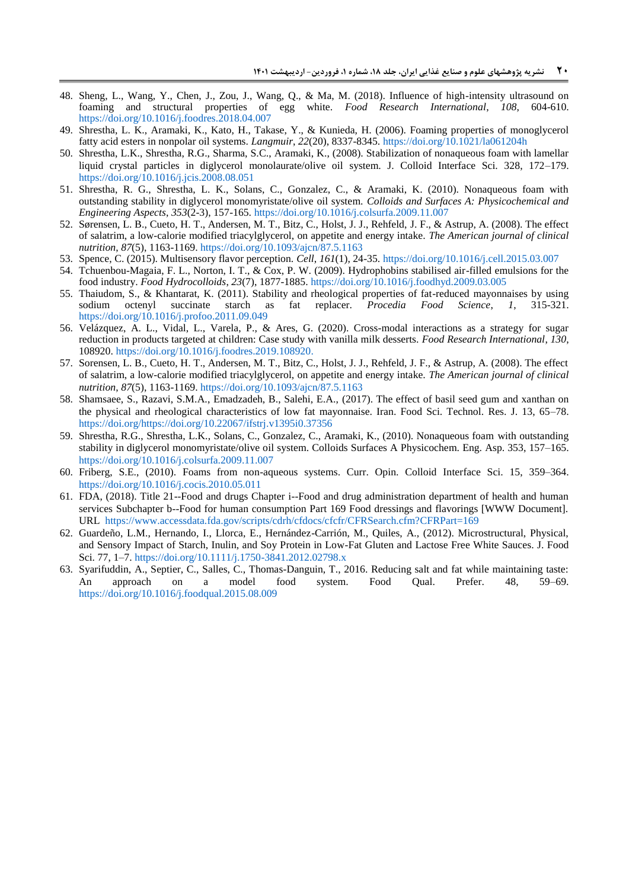48. Sheng, L., Wang, Y., Chen, J., Zou, J., Wang, Q., & Ma, M. (2018). Influence of high-intensity ultrasound on foaming and structural properties of egg white. *Food Research International*, *108*, 604-610. https://doi.org/10.1016/j.foodres.2018.04.007
49. Shrestha, L. K., Aramaki, K., Kato, H., Takase, Y., & Kunieda, H. (2006). Foaming properties of monoglycerol fatty acid esters in nonpolar oil systems. *Langmuir*, *22*(20), 8337-8345. https://doi.org/10.1021/la061204h
50. Shrestha, L.K., Shrestha, R.G., Sharma, S.C., Aramaki, K., (2008). Stabilization of nonaqueous foam with lamellar liquid crystal particles in diglycerol monolaurate/olive oil system. J. Colloid Interface Sci. 328, 172–179. https://doi.org/10.1016/j.jcis.2008.08.051
51. Shrestha, R. G., Shrestha, L. K., Solans, C., Gonzalez, C., & Aramaki, K. (2010). Nonaqueous foam with outstanding stability in diglycerol monomyristate/olive oil system. *Colloids and Surfaces A: Physicochemical and Engineering Aspects*, *353*(2-3), 157-165. https://doi.org/10.1016/j.colsurfa.2009.11.007
52. Sørensen, L. B., Cueto, H. T., Andersen, M. T., Bitz, C., Holst, J. J., Rehfeld, J. F., & Astrup, A. (2008). The effect of salatrim, a low-calorie modified triacylglycerol, on appetite and energy intake. *The American journal of clinical nutrition*, *87*(5), 1163-1169. https://doi.org/10.1093/ajcn/87.5.1163
53. Spence, C. (2015). Multisensory flavor perception. *Cell*, *161*(1), 24-35. https://doi.org/10.1016/j.cell.2015.03.007
54. Tchuenbou-Magaia, F. L., Norton, I. T., & Cox, P. W. (2009). Hydrophobins stabilised air-filled emulsions for the food industry. *Food Hydrocolloids*, *23*(7), 1877-1885. https://doi.org/10.1016/j.foodhyd.2009.03.005
55. Thaiudom, S., & Khantarat, K. (2011). Stability and rheological properties of fat-reduced mayonnaises by using sodium octenyl succinate starch as fat replacer. *Procedia Food Science*, *1*, 315-321. https://doi.org/10.1016/j.profoo.2011.09.049
56. Velázquez, A. L., Vidal, L., Varela, P., & Ares, G. (2020). Cross-modal interactions as a strategy for sugar reduction in products targeted at children: Case study with vanilla milk desserts. *Food Research International*, *130*, 108920. https://doi.org/10.1016/j.foodres.2019.108920.
57. Sorensen, L. B., Cueto, H. T., Andersen, M. T., Bitz, C., Holst, J. J., Rehfeld, J. F., & Astrup, A. (2008). The effect of salatrim, a low-calorie modified triacylglycerol, on appetite and energy intake. *The American journal of clinical nutrition*, *87*(5), 1163-1169. https://doi.org/10.1093/ajcn/87.5.1163
58. Shamsaee, S., Razavi, S.M.A., Emadzadeh, B., Salehi, E.A., (2017). The effect of basil seed gum and xanthan on the physical and rheological characteristics of low fat mayonnaise. Iran. Food Sci. Technol. Res. J. 13, 65–78. https://doi.org/https://doi.org/10.22067/ifstrj.v1395i0.37356
59. Shrestha, R.G., Shrestha, L.K., Solans, C., Gonzalez, C., Aramaki, K., (2010). Nonaqueous foam with outstanding stability in diglycerol monomyristate/olive oil system. Colloids Surfaces A Physicochem. Eng. Asp. 353, 157–165. https://doi.org/10.1016/j.colsurfa.2009.11.007
60. Friberg, S.E., (2010). Foams from non-aqueous systems. Curr. Opin. Colloid Interface Sci. 15, 359–364. https://doi.org/10.1016/j.cocis.2010.05.011
61. FDA, (2018). Title 21--Food and drugs Chapter i--Food and drug administration department of health and human services Subchapter b--Food for human consumption Part 169 Food dressings and flavorings [WWW Document]. URL https://www.accessdata.fda.gov/scripts/cdrh/cfdocs/cfcfr/CFRSearch.cfm?CFRPart=169
62. Guardeño, L.M., Hernando, I., Llorca, E., Hernández-Carrión, M., Quiles, A., (2012). Microstructural, Physical, and Sensory Impact of Starch, Inulin, and Soy Protein in Low-Fat Gluten and Lactose Free White Sauces. J. Food Sci. 77, 1–7. https://doi.org/10.1111/j.1750-3841.2012.02798.x
63. Syarifuddin, A., Septier, C., Salles, C., Thomas-Danguin, T., 2016. Reducing salt and fat while maintaining taste: An approach on a model food system. Food Qual. Prefer. 48, 59–69. https://doi.org/10.1016/j.foodqual.2015.08.009